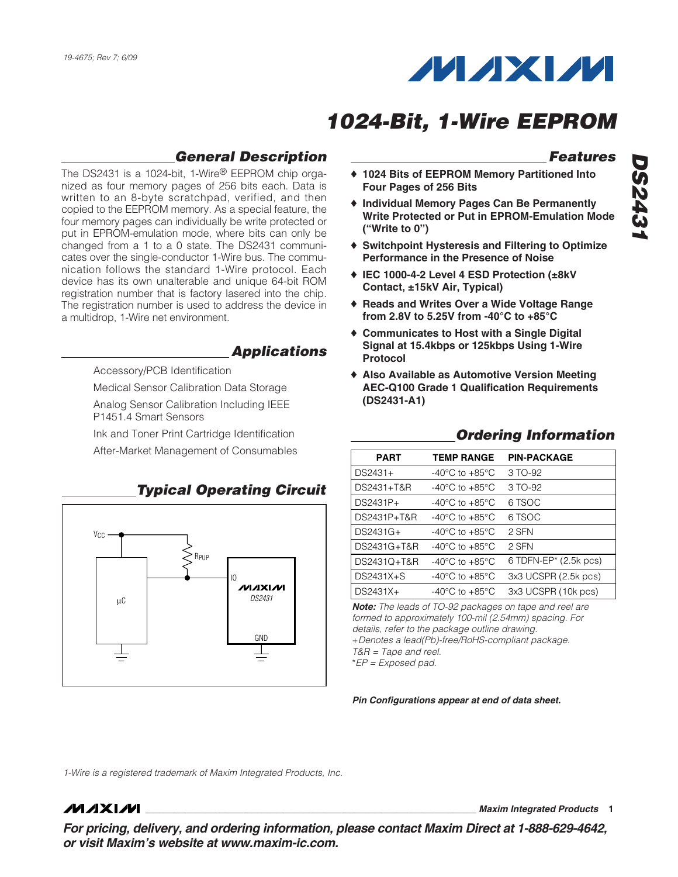19-4675; Rev 7; 6/09

# 1024-Bit, 1-Wire EEPROM

## DS2431

## General Description

The DS2431 is a 1024-bit, 1-Wire® EEPROM chip organized as four memory pages of 256 bits each. Data is written to an 8-byte scratchpad, verified, and then copied to the EEPROM memory. As a special feature, the four memory pages can individually be write protected or put in EPROM-emulation mode, where bits can only be changed from a 1 to a 0 state. The DS2431 communicates over the single-conductor 1-Wire bus. The communication follows the standard 1-Wire protocol. Each device has its own unalterable and unique 64-bit ROM registration number that is factory lasered into the chip. The registration number is used to address the device in a multidrop, 1-Wire net environment.

## Applications

Accessory/PCB Identification

Medical Sensor Calibration Data Storage

Analog Sensor Calibration Including IEEE P1451.4 Smart Sensors

Ink and Toner Print Cartridge Identification

After-Market Management of Consumables

## Typical Operating Circuit

$V_{CC}$, $R_{PUP}$, µC, IO, MAXIM DS2431, GND

## Features

- ♦ **1024 Bits of EEPROM Memory Partitioned Into Four Pages of 256 Bits**
- ♦ **Individual Memory Pages Can Be Permanently Write Protected or Put in EPROM-Emulation Mode ("Write to 0")**
- ♦ **Switchpoint Hysteresis and Filtering to Optimize Performance in the Presence of Noise**
- ♦ **IEC 1000-4-2 Level 4 ESD Protection (±8kV Contact, ±15kV Air, Typical)**
- ♦ **Reads and Writes Over a Wide Voltage Range from 2.8V to 5.25V from -40°C to +85°C**
- ♦ **Communicates to Host with a Single Digital Signal at 15.4kbps or 125kbps Using 1-Wire Protocol**
- ♦ **Also Available as Automotive Version Meeting AEC-Q100 Grade 1 Qualification Requirements (DS2431-A1)**

## Ordering Information

| PART | TEMP RANGE | PIN-PACKAGE |
|---|---|---|
| DS2431+ | -40°C to +85°C | 3 TO-92 |
| DS2431+T&R | -40°C to +85°C | 3 TO-92 |
| DS2431P+ | -40°C to +85°C | 6 TSOC |
| DS2431P+T&R | -40°C to +85°C | 6 TSOC |
| DS2431G+ | -40°C to +85°C | 2 SFN |
| DS2431G+T&R | -40°C to +85°C | 2 SFN |
| DS2431Q+T&R | -40°C to +85°C | 6 TDFN-EP* (2.5k pcs) |
| DS2431X+S | -40°C to +85°C | 3x3 UCSPR (2.5k pcs) |
| DS2431X+ | -40°C to +85°C | 3x3 UCSPR (10k pcs) |

***Note:*** *The leads of TO-92 packages on tape and reel are formed to approximately 100-mil (2.54mm) spacing. For details, refer to the package outline drawing.*
*+Denotes a lead(Pb)-free/RoHS-compliant package.*
*T&R = Tape and reel.*
**EP = Exposed pad.*

***Pin Configurations appear at end of data sheet.***

*1-Wire is a registered trademark of Maxim Integrated Products, Inc.*

***For pricing, delivery, and ordering information, please contact Maxim Direct at 1-888-629-4642, or visit Maxim's website at www.maxim-ic.com.***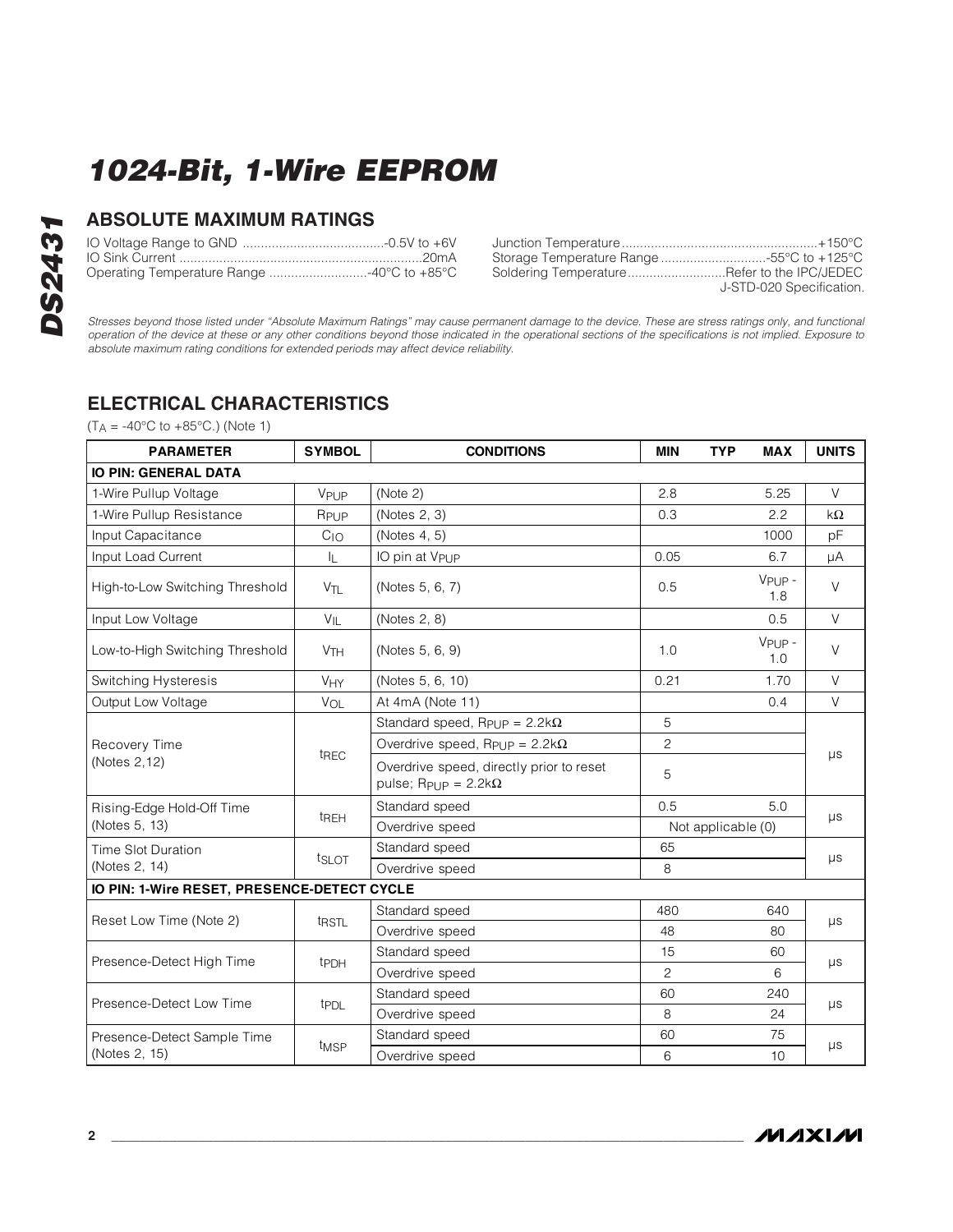# 1024-Bit, 1-Wire EEPROM

## ABSOLUTE MAXIMUM RATINGS

IO Voltage Range to GND .......................................-0.5V to +6V
IO Sink Current ..................................................................20mA
Operating Temperature Range ...........................-40°C to +85°C
Junction Temperature......................................................+150°C
Storage Temperature Range .............................-55°C to +125°C
Soldering Temperature...........................Refer to the IPC/JEDEC J-STD-020 Specification.

*Stresses beyond those listed under "Absolute Maximum Ratings" may cause permanent damage to the device. These are stress ratings only, and functional operation of the device at these or any other conditions beyond those indicated in the operational sections of the specifications is not implied. Exposure to absolute maximum rating conditions for extended periods may affect device reliability.*

## ELECTRICAL CHARACTERISTICS

($T_A$ = -40°C to +85°C.) (Note 1)

| PARAMETER | SYMBOL | CONDITIONS | MIN | TYP | MAX | UNITS |
|---|---|---|---|---|---|---|
| **IO PIN: GENERAL DATA** | | | | | | |
| 1-Wire Pullup Voltage | $V_{PUP}$ | (Note 2) | 2.8 | | 5.25 | V |
| 1-Wire Pullup Resistance | $R_{PUP}$ | (Notes 2, 3) | 0.3 | | 2.2 | kΩ |
| Input Capacitance | $C_{IO}$ | (Notes 4, 5) | | | 1000 | pF |
| Input Load Current | $I_L$ | IO pin at $V_{PUP}$ | 0.05 | | 6.7 | µA |
| High-to-Low Switching Threshold | $V_{TL}$ | (Notes 5, 6, 7) | 0.5 | | $V_{PUP}$ - 1.8 | V |
| Input Low Voltage | $V_{IL}$ | (Notes 2, 8) | | | 0.5 | V |
| Low-to-High Switching Threshold | $V_{TH}$ | (Notes 5, 6, 9) | 1.0 | | $V_{PUP}$ - 1.0 | V |
| Switching Hysteresis | $V_{HY}$ | (Notes 5, 6, 10) | 0.21 | | 1.70 | V |
| Output Low Voltage | $V_{OL}$ | At 4mA (Note 11) | | | 0.4 | V |
| Recovery Time (Notes 2,12) | $t_{REC}$ | Standard speed, $R_{PUP}$ = 2.2kΩ | 5 | | | µs |
| | | Overdrive speed, $R_{PUP}$ = 2.2kΩ | 2 | | | |
| | | Overdrive speed, directly prior to reset pulse; $R_{PUP}$ = 2.2kΩ | 5 | | | |
| Rising-Edge Hold-Off Time (Notes 5, 13) | $t_{REH}$ | Standard speed | 0.5 | | 5.0 | µs |
| | | Overdrive speed | Not applicable (0) | | | |
| Time Slot Duration (Notes 2, 14) | $t_{SLOT}$ | Standard speed | 65 | | | µs |
| | | Overdrive speed | 8 | | | |
| **IO PIN: 1-Wire RESET, PRESENCE-DETECT CYCLE** | | | | | | |
| Reset Low Time (Note 2) | $t_{RSTL}$ | Standard speed | 480 | | 640 | µs |
| | | Overdrive speed | 48 | | 80 | |
| Presence-Detect High Time | $t_{PDH}$ | Standard speed | 15 | | 60 | µs |
| | | Overdrive speed | 2 | | 6 | |
| Presence-Detect Low Time | $t_{PDL}$ | Standard speed | 60 | | 240 | µs |
| | | Overdrive speed | 8 | | 24 | |
| Presence-Detect Sample Time (Notes 2, 15) | $t_{MSP}$ | Standard speed | 60 | | 75 | µs |
| | | Overdrive speed | 6 | | 10 | |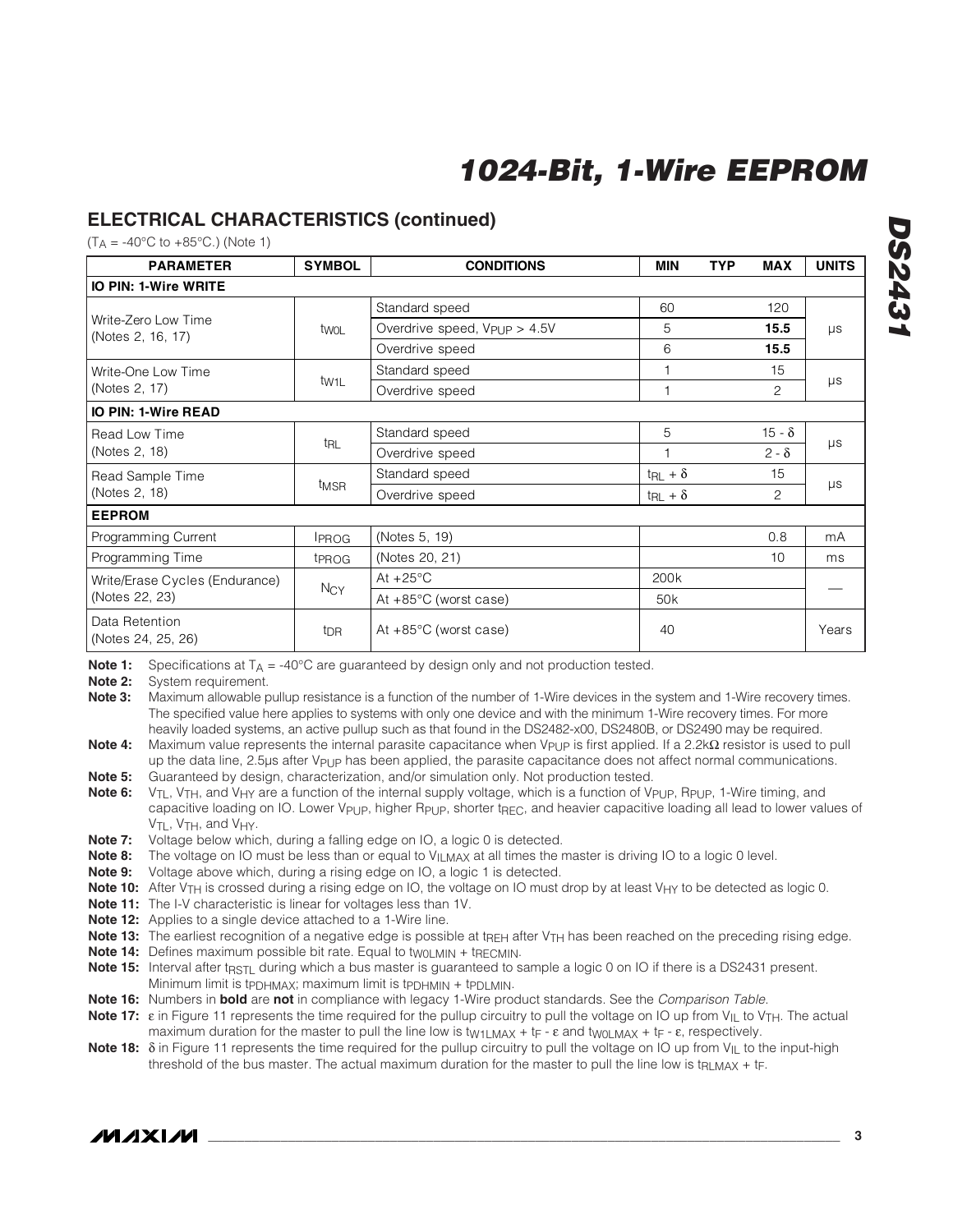## ELECTRICAL CHARACTERISTICS (continued)

($T_A$ = -40°C to +85°C.) (Note 1)

| PARAMETER | SYMBOL | CONDITIONS | MIN | TYP | MAX | UNITS |
|---|---|---|---|---|---|---|
| **IO PIN: 1-Wire WRITE** | | | | | | |
| Write-Zero Low Time (Notes 2, 16, 17) | $t_{W0L}$ | Standard speed | 60 | | 120 | µs |
| | | Overdrive speed, $V_{PUP}$ > 4.5V | 5 | | **15.5** | |
| | | Overdrive speed | 6 | | **15.5** | |
| Write-One Low Time (Notes 2, 17) | $t_{W1L}$ | Standard speed | 1 | | 15 | µs |
| | | Overdrive speed | 1 | | 2 | |
| **IO PIN: 1-Wire READ** | | | | | | |
| Read Low Time (Notes 2, 18) | $t_{RL}$ | Standard speed | 5 | | $15 - \delta$ | µs |
| | | Overdrive speed | 1 | | $2 - \delta$ | |
| Read Sample Time (Notes 2, 18) | $t_{MSR}$ | Standard speed | $t_{RL} + \delta$ | | 15 | µs |
| | | Overdrive speed | $t_{RL} + \delta$ | | 2 | |
| **EEPROM** | | | | | | |
| Programming Current | $I_{PROG}$ | (Notes 5, 19) | | | 0.8 | mA |
| Programming Time | $t_{PROG}$ | (Notes 20, 21) | | | 10 | ms |
| Write/Erase Cycles (Endurance) (Notes 22, 23) | $N_{CY}$ | At +25°C | 200k | | | — |
| | | At +85°C (worst case) | 50k | | | |
| Data Retention (Notes 24, 25, 26) | $t_{DR}$ | At +85°C (worst case) | 40 | | | Years |

**Note 1:** Specifications at $T_A$ = -40°C are guaranteed by design only and not production tested.

**Note 2:** System requirement.

**Note 3:** Maximum allowable pullup resistance is a function of the number of 1-Wire devices in the system and 1-Wire recovery times. The specified value here applies to systems with only one device and with the minimum 1-Wire recovery times. For more heavily loaded systems, an active pullup such as that found in the DS2482-x00, DS2480B, or DS2490 may be required.

**Note 4:** Maximum value represents the internal parasite capacitance when $V_{PUP}$ is first applied. If a 2.2kΩ resistor is used to pull up the data line, 2.5µs after $V_{PUP}$ has been applied, the parasite capacitance does not affect normal communications.

**Note 5:** Guaranteed by design, characterization, and/or simulation only. Not production tested.

**Note 6:** $V_{TL}$, $V_{TH}$, and $V_{HY}$ are a function of the internal supply voltage, which is a function of $V_{PUP}$, $R_{PUP}$, 1-Wire timing, and capacitive loading on IO. Lower $V_{PUP}$, higher $R_{PUP}$, shorter $t_{REC}$, and heavier capacitive loading all lead to lower values of $V_{TL}$, $V_{TH}$, and $V_{HY}$.

**Note 7:** Voltage below which, during a falling edge on IO, a logic 0 is detected.

**Note 8:** The voltage on IO must be less than or equal to $V_{ILMAX}$ at all times the master is driving IO to a logic 0 level.

**Note 9:** Voltage above which, during a rising edge on IO, a logic 1 is detected.

**Note 10:** After $V_{TH}$ is crossed during a rising edge on IO, the voltage on IO must drop by at least $V_{HY}$ to be detected as logic 0.

**Note 11:** The I-V characteristic is linear for voltages less than 1V.

**Note 12:** Applies to a single device attached to a 1-Wire line.

**Note 13:** The earliest recognition of a negative edge is possible at $t_{REH}$ after $V_{TH}$ has been reached on the preceding rising edge.

**Note 14:** Defines maximum possible bit rate. Equal to $t_{W0LMIN} + t_{RECMIN}$.

**Note 15:** Interval after $t_{RSTL}$ during which a bus master is guaranteed to sample a logic 0 on IO if there is a DS2431 present. Minimum limit is $t_{PDHMAX}$; maximum limit is $t_{PDHMIN} + t_{PDLMIN}$.

**Note 16:** Numbers in **bold** are **not** in compliance with legacy 1-Wire product standards. See the *Comparison Table*.

**Note 17:** ε in Figure 11 represents the time required for the pullup circuitry to pull the voltage on IO up from $V_{IL}$ to $V_{TH}$. The actual maximum duration for the master to pull the line low is $t_{W1LMAX} + t_F - \varepsilon$ and $t_{W0LMAX} + t_F - \varepsilon$, respectively.

**Note 18:** δ in Figure 11 represents the time required for the pullup circuitry to pull the voltage on IO up from $V_{IL}$ to the input-high threshold of the bus master. The actual maximum duration for the master to pull the line low is $t_{RLMAX} + t_F$.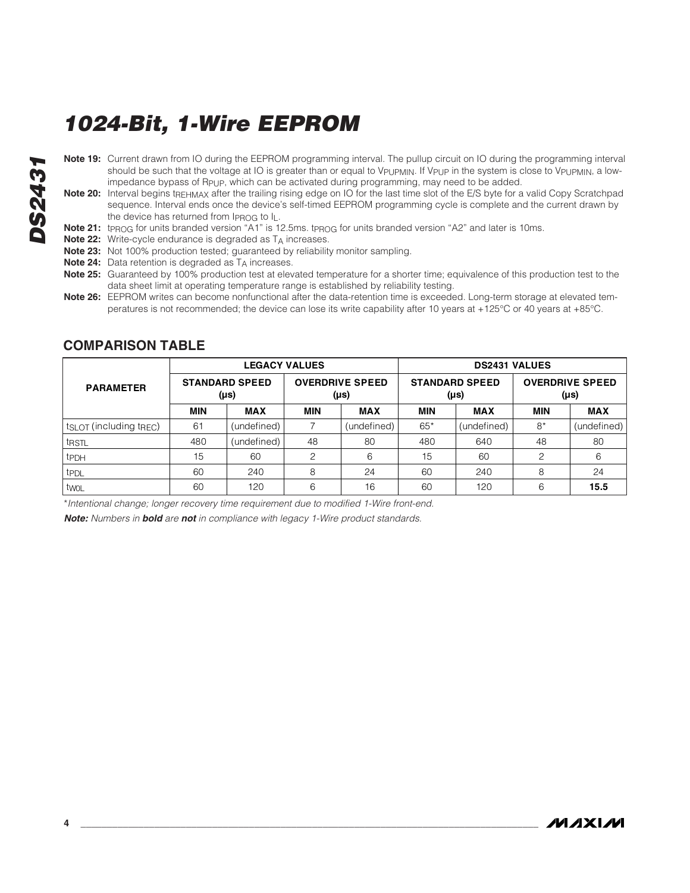**Note 19:** Current drawn from IO during the EEPROM programming interval. The pullup circuit on IO during the programming interval should be such that the voltage at IO is greater than or equal to $V_{PUPMIN}$. If $V_{PUP}$ in the system is close to $V_{PUPMIN}$, a low-impedance bypass of $R_{PUP}$, which can be activated during programming, may need to be added.

**Note 20:** Interval begins $t_{REHMAX}$ after the trailing rising edge on IO for the last time slot of the E/S byte for a valid Copy Scratchpad sequence. Interval ends once the device's self-timed EEPROM programming cycle is complete and the current drawn by the device has returned from $I_{PROG}$ to $I_L$.

**Note 21:** $t_{PROG}$ for units branded version "A1" is 12.5ms. $t_{PROG}$ for units branded version "A2" and later is 10ms.

**Note 22:** Write-cycle endurance is degraded as $T_A$ increases.

**Note 23:** Not 100% production tested; guaranteed by reliability monitor sampling.

**Note 24:** Data retention is degraded as $T_A$ increases.

**Note 25:** Guaranteed by 100% production test at elevated temperature for a shorter time; equivalence of this production test to the data sheet limit at operating temperature range is established by reliability testing.

**Note 26:** EEPROM writes can become nonfunctional after the data-retention time is exceeded. Long-term storage at elevated temperatures is not recommended; the device can lose its write capability after 10 years at +125°C or 40 years at +85°C.

## COMPARISON TABLE

| PARAMETER | LEGACY VALUES | | | | DS2431 VALUES | | | |
|---|---|---|---|---|---|---|---|---|
| | STANDARD SPEED (µs) | | OVERDRIVE SPEED (µs) | | STANDARD SPEED (µs) | | OVERDRIVE SPEED (µs) | |
| | MIN | MAX | MIN | MAX | MIN | MAX | MIN | MAX |
| $t_{SLOT}$ (including $t_{REC}$) | 61 | (undefined) | 7 | (undefined) | 65* | (undefined) | 8* | (undefined) |
| $t_{RSTL}$ | 480 | (undefined) | 48 | 80 | 480 | 640 | 48 | 80 |
| $t_{PDH}$ | 15 | 60 | 2 | 6 | 15 | 60 | 2 | 6 |
| $t_{PDL}$ | 60 | 240 | 8 | 24 | 60 | 240 | 8 | 24 |
| $t_{W0L}$ | 60 | 120 | 6 | 16 | 60 | 120 | 6 | **15.5** |

**Intentional change; longer recovery time requirement due to modified 1-Wire front-end.*

***Note:** Numbers in **bold** are **not** in compliance with legacy 1-Wire product standards.*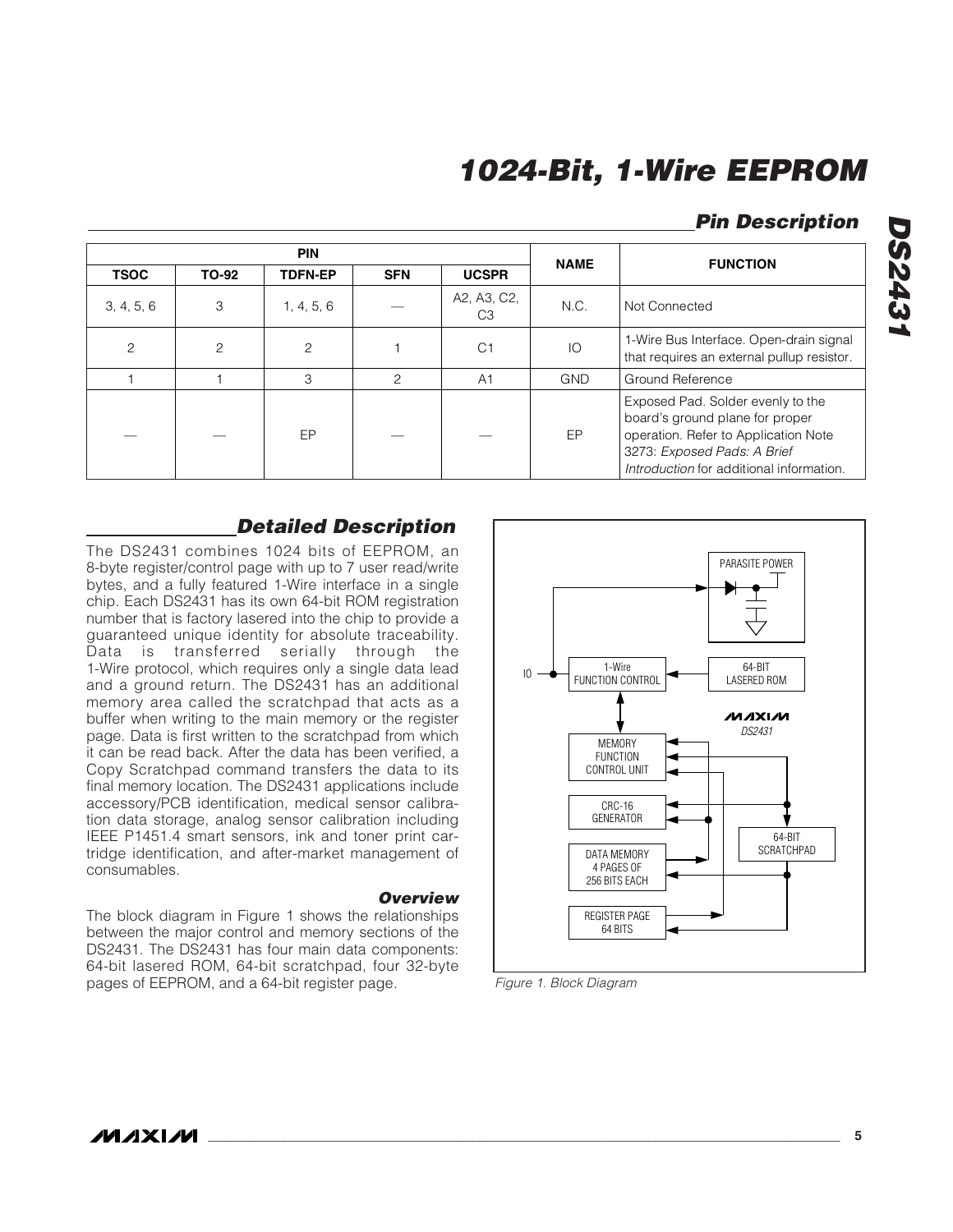## Pin Description

| PIN | | | | | NAME | FUNCTION |
|---|---|---|---|---|---|---|
| TSOC | TO-92 | TDFN-EP | SFN | UCSPR | | |
| 3, 4, 5, 6 | 3 | 1, 4, 5, 6 | — | A2, A3, C2, C3 | N.C. | Not Connected |
| 2 | 2 | 2 | 1 | C1 | IO | 1-Wire Bus Interface. Open-drain signal that requires an external pullup resistor. |
| 1 | 1 | 3 | 2 | A1 | GND | Ground Reference |
| — | — | EP | — | — | EP | Exposed Pad. Solder evenly to the board's ground plane for proper operation. Refer to Application Note 3273: *Exposed Pads: A Brief Introduction* for additional information. |

## Detailed Description

The DS2431 combines 1024 bits of EEPROM, an 8-byte register/control page with up to 7 user read/write bytes, and a fully featured 1-Wire interface in a single chip. Each DS2431 has its own 64-bit ROM registration number that is factory lasered into the chip to provide a guaranteed unique identity for absolute traceability. Data is transferred serially through the 1-Wire protocol, which requires only a single data lead and a ground return. The DS2431 has an additional memory area called the scratchpad that acts as a buffer when writing to the main memory or the register page. Data is first written to the scratchpad from which it can be read back. After the data has been verified, a Copy Scratchpad command transfers the data to its final memory location. The DS2431 applications include accessory/PCB identification, medical sensor calibration data storage, analog sensor calibration including IEEE P1451.4 smart sensors, ink and toner print cartridge identification, and after-market management of consumables.

### Overview

The block diagram in Figure 1 shows the relationships between the major control and memory sections of the DS2431. The DS2431 has four main data components: 64-bit lasered ROM, 64-bit scratchpad, four 32-byte pages of EEPROM, and a 64-bit register page.

PARASITE POWER

IO

1-Wire FUNCTION CONTROL

64-BIT LASERED ROM

MAXIM DS2431

MEMORY FUNCTION CONTROL UNIT

CRC-16 GENERATOR

64-BIT SCRATCHPAD

DATA MEMORY 4 PAGES OF 256 BITS EACH

REGISTER PAGE 64 BITS

*Figure 1. Block Diagram*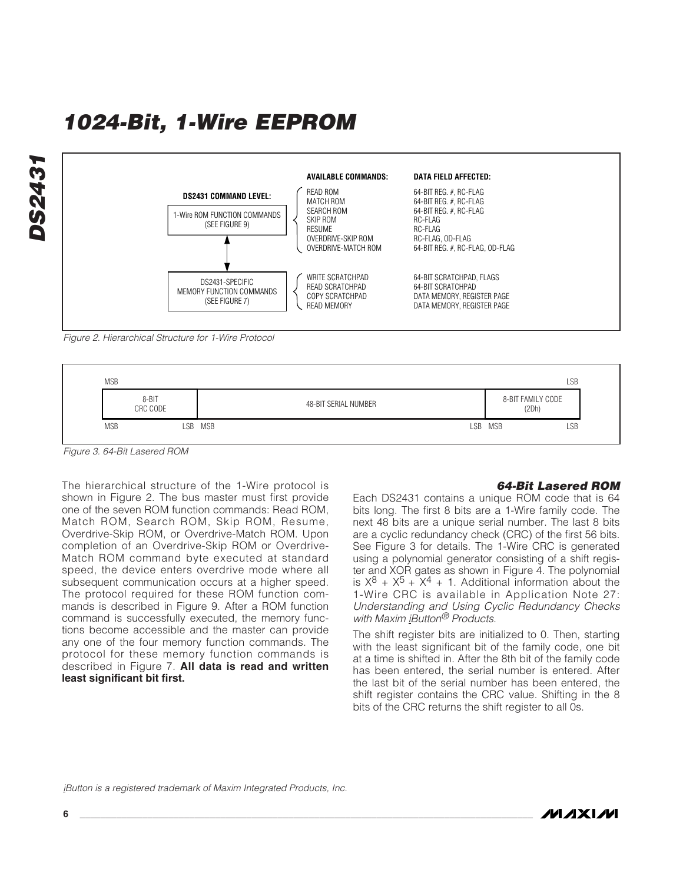| DS2431 COMMAND LEVEL: | AVAILABLE COMMANDS: | DATA FIELD AFFECTED: |
|---|---|---|
| 1-Wire ROM FUNCTION COMMANDS (SEE FIGURE 9) | READ ROM | 64-BIT REG. #, RC-FLAG |
| | MATCH ROM | 64-BIT REG. #, RC-FLAG |
| | SEARCH ROM | 64-BIT REG. #, RC-FLAG |
| | SKIP ROM | RC-FLAG |
| | RESUME | RC-FLAG |
| | OVERDRIVE-SKIP ROM | RC-FLAG, OD-FLAG |
| | OVERDRIVE-MATCH ROM | 64-BIT REG. #, RC-FLAG, OD-FLAG |
| DS2431-SPECIFIC MEMORY FUNCTION COMMANDS (SEE FIGURE 7) | WRITE SCRATCHPAD | 64-BIT SCRATCHPAD, FLAGS |
| | READ SCRATCHPAD | 64-BIT SCRATCHPAD |
| | COPY SCRATCHPAD | DATA MEMORY, REGISTER PAGE |
| | READ MEMORY | DATA MEMORY, REGISTER PAGE |

*Figure 2. Hierarchical Structure for 1-Wire Protocol*

| 8-BIT CRC CODE (MSB … LSB) | 48-BIT SERIAL NUMBER (MSB … LSB) | 8-BIT FAMILY CODE (2Dh) (MSB … LSB) |
|---|---|---|

*Figure 3. 64-Bit Lasered ROM*

The hierarchical structure of the 1-Wire protocol is shown in Figure 2. The bus master must first provide one of the seven ROM function commands: Read ROM, Match ROM, Search ROM, Skip ROM, Resume, Overdrive-Skip ROM, or Overdrive-Match ROM. Upon completion of an Overdrive-Skip ROM or Overdrive-Match ROM command byte executed at standard speed, the device enters overdrive mode where all subsequent communication occurs at a higher speed. The protocol required for these ROM function commands is described in Figure 9. After a ROM function command is successfully executed, the memory functions become accessible and the master can provide any one of the four memory function commands. The protocol for these memory function commands is described in Figure 7. **All data is read and written least significant bit first.**

### 64-Bit Lasered ROM

Each DS2431 contains a unique ROM code that is 64 bits long. The first 8 bits are a 1-Wire family code. The next 48 bits are a unique serial number. The last 8 bits are a cyclic redundancy check (CRC) of the first 56 bits. See Figure 3 for details. The 1-Wire CRC is generated using a polynomial generator consisting of a shift register and XOR gates as shown in Figure 4. The polynomial is $X^8 + X^5 + X^4 + 1$. Additional information about the 1-Wire CRC is available in Application Note 27: *Understanding and Using Cyclic Redundancy Checks with Maxim iButton® Products.*

The shift register bits are initialized to 0. Then, starting with the least significant bit of the family code, one bit at a time is shifted in. After the 8th bit of the family code has been entered, the serial number is entered. After the last bit of the serial number has been entered, the shift register contains the CRC value. Shifting in the 8 bits of the CRC returns the shift register to all 0s.

*iButton is a registered trademark of Maxim Integrated Products, Inc.*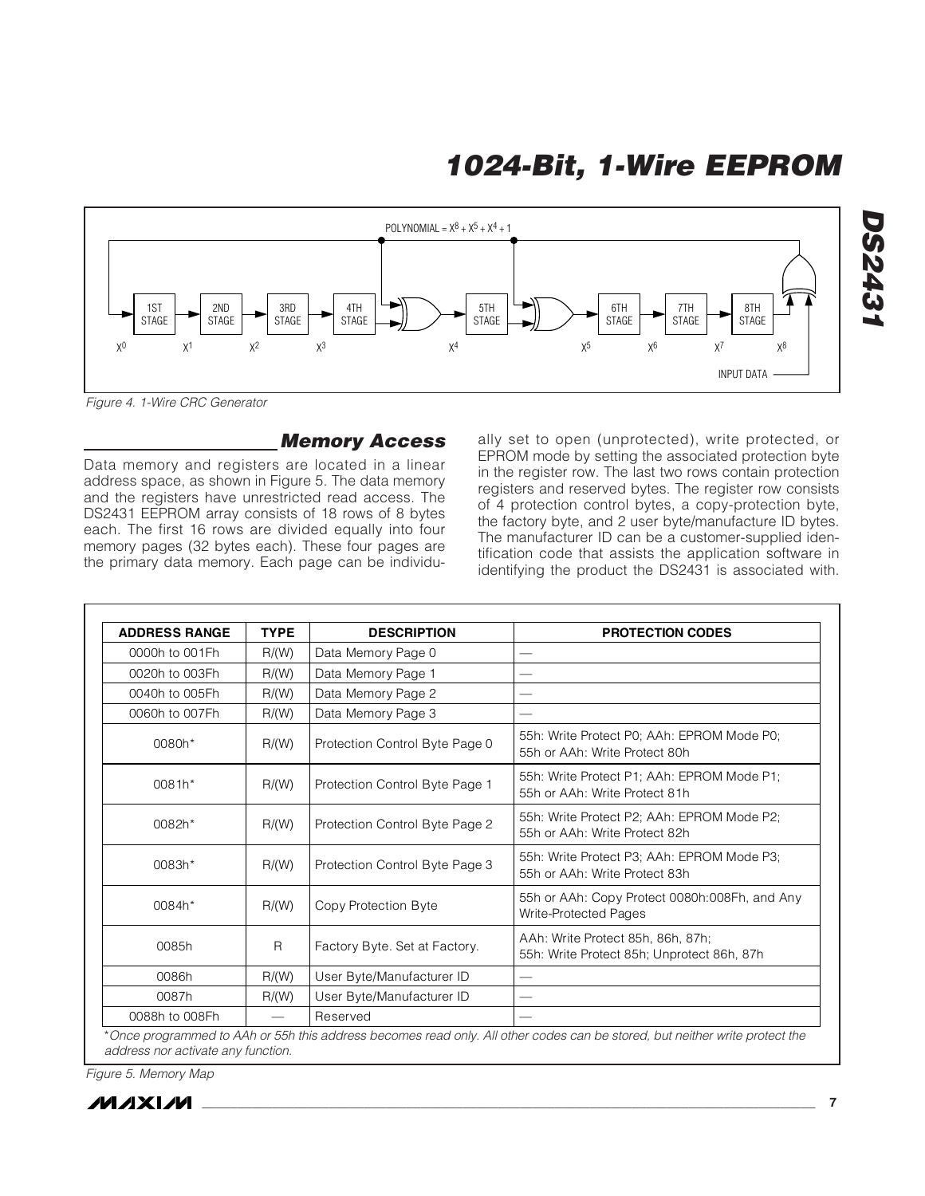POLYNOMIAL = $X^8 + X^5 + X^4 + 1$

1ST STAGE, 2ND STAGE, 3RD STAGE, 4TH STAGE, 5TH STAGE, 6TH STAGE, 7TH STAGE, 8TH STAGE

$X^0$ $X^1$ $X^2$ $X^3$ $X^4$ $X^5$ $X^6$ $X^7$ $X^8$

INPUT DATA

*Figure 4. 1-Wire CRC Generator*

## Memory Access

Data memory and registers are located in a linear address space, as shown in Figure 5. The data memory and the registers have unrestricted read access. The DS2431 EEPROM array consists of 18 rows of 8 bytes each. The first 16 rows are divided equally into four memory pages (32 bytes each). These four pages are the primary data memory. Each page can be individually set to open (unprotected), write protected, or EPROM mode by setting the associated protection byte in the register row. The last two rows contain protection registers and reserved bytes. The register row consists of 4 protection control bytes, a copy-protection byte, the factory byte, and 2 user byte/manufacture ID bytes. The manufacturer ID can be a customer-supplied identification code that assists the application software in identifying the product the DS2431 is associated with.

| ADDRESS RANGE | TYPE | DESCRIPTION | PROTECTION CODES |
|---|---|---|---|
| 0000h to 001Fh | R/(W) | Data Memory Page 0 | — |
| 0020h to 003Fh | R/(W) | Data Memory Page 1 | — |
| 0040h to 005Fh | R/(W) | Data Memory Page 2 | — |
| 0060h to 007Fh | R/(W) | Data Memory Page 3 | — |
| 0080h* | R/(W) | Protection Control Byte Page 0 | 55h: Write Protect P0; AAh: EPROM Mode P0; 55h or AAh: Write Protect 80h |
| 0081h* | R/(W) | Protection Control Byte Page 1 | 55h: Write Protect P1; AAh: EPROM Mode P1; 55h or AAh: Write Protect 81h |
| 0082h* | R/(W) | Protection Control Byte Page 2 | 55h: Write Protect P2; AAh: EPROM Mode P2; 55h or AAh: Write Protect 82h |
| 0083h* | R/(W) | Protection Control Byte Page 3 | 55h: Write Protect P3; AAh: EPROM Mode P3; 55h or AAh: Write Protect 83h |
| 0084h* | R/(W) | Copy Protection Byte | 55h or AAh: Copy Protect 0080h:008Fh, and Any Write-Protected Pages |
| 0085h | R | Factory Byte. Set at Factory. | AAh: Write Protect 85h, 86h, 87h; 55h: Write Protect 85h; Unprotect 86h, 87h |
| 0086h | R/(W) | User Byte/Manufacturer ID | — |
| 0087h | R/(W) | User Byte/Manufacturer ID | — |
| 0088h to 008Fh | — | Reserved | — |

**Once programmed to AAh or 55h this address becomes read only. All other codes can be stored, but neither write protect the address nor activate any function.*

*Figure 5. Memory Map*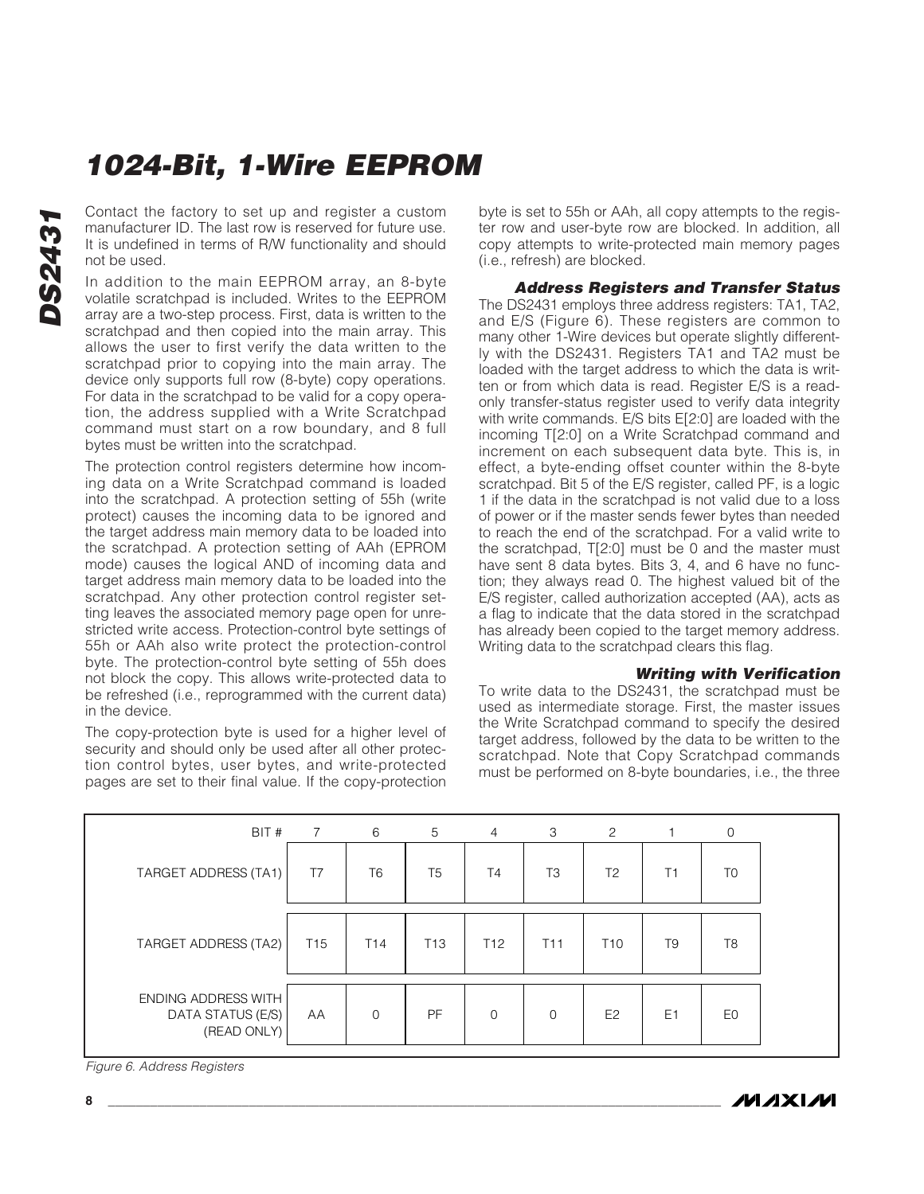Contact the factory to set up and register a custom manufacturer ID. The last row is reserved for future use. It is undefined in terms of R/W functionality and should not be used.

In addition to the main EEPROM array, an 8-byte volatile scratchpad is included. Writes to the EEPROM array are a two-step process. First, data is written to the scratchpad and then copied into the main array. This allows the user to first verify the data written to the scratchpad prior to copying into the main array. The device only supports full row (8-byte) copy operations. For data in the scratchpad to be valid for a copy operation, the address supplied with a Write Scratchpad command must start on a row boundary, and 8 full bytes must be written into the scratchpad.

The protection control registers determine how incoming data on a Write Scratchpad command is loaded into the scratchpad. A protection setting of 55h (write protect) causes the incoming data to be ignored and the target address main memory data to be loaded into the scratchpad. A protection setting of AAh (EPROM mode) causes the logical AND of incoming data and target address main memory data to be loaded into the scratchpad. Any other protection control register setting leaves the associated memory page open for unrestricted write access. Protection-control byte settings of 55h or AAh also write protect the protection-control byte. The protection-control byte setting of 55h does not block the copy. This allows write-protected data to be refreshed (i.e., reprogrammed with the current data) in the device.

The copy-protection byte is used for a higher level of security and should only be used after all other protection control bytes, user bytes, and write-protected pages are set to their final value. If the copy-protection byte is set to 55h or AAh, all copy attempts to the register row and user-byte row are blocked. In addition, all copy attempts to write-protected main memory pages (i.e., refresh) are blocked.

### Address Registers and Transfer Status

The DS2431 employs three address registers: TA1, TA2, and E/S (Figure 6). These registers are common to many other 1-Wire devices but operate slightly differently with the DS2431. Registers TA1 and TA2 must be loaded with the target address to which the data is written or from which data is read. Register E/S is a read-only transfer-status register used to verify data integrity with write commands. E/S bits E[2:0] are loaded with the incoming T[2:0] on a Write Scratchpad command and increment on each subsequent data byte. This is, in effect, a byte-ending offset counter within the 8-byte scratchpad. Bit 5 of the E/S register, called PF, is a logic 1 if the data in the scratchpad is not valid due to a loss of power or if the master sends fewer bytes than needed to reach the end of the scratchpad. For a valid write to the scratchpad, T[2:0] must be 0 and the master must have sent 8 data bytes. Bits 3, 4, and 6 have no function; they always read 0. The highest valued bit of the E/S register, called authorization accepted (AA), acts as a flag to indicate that the data stored in the scratchpad has already been copied to the target memory address. Writing data to the scratchpad clears this flag.

### Writing with Verification

To write data to the DS2431, the scratchpad must be used as intermediate storage. First, the master issues the Write Scratchpad command to specify the desired target address, followed by the data to be written to the scratchpad. Note that Copy Scratchpad commands must be performed on 8-byte boundaries, i.e., the three

| BIT # | 7 | 6 | 5 | 4 | 3 | 2 | 1 | 0 |
|---|---|---|---|---|---|---|---|---|
| TARGET ADDRESS (TA1) | T7 | T6 | T5 | T4 | T3 | T2 | T1 | T0 |
| TARGET ADDRESS (TA2) | T15 | T14 | T13 | T12 | T11 | T10 | T9 | T8 |
| ENDING ADDRESS WITH DATA STATUS (E/S) (READ ONLY) | AA | 0 | PF | 0 | 0 | E2 | E1 | E0 |

*Figure 6. Address Registers*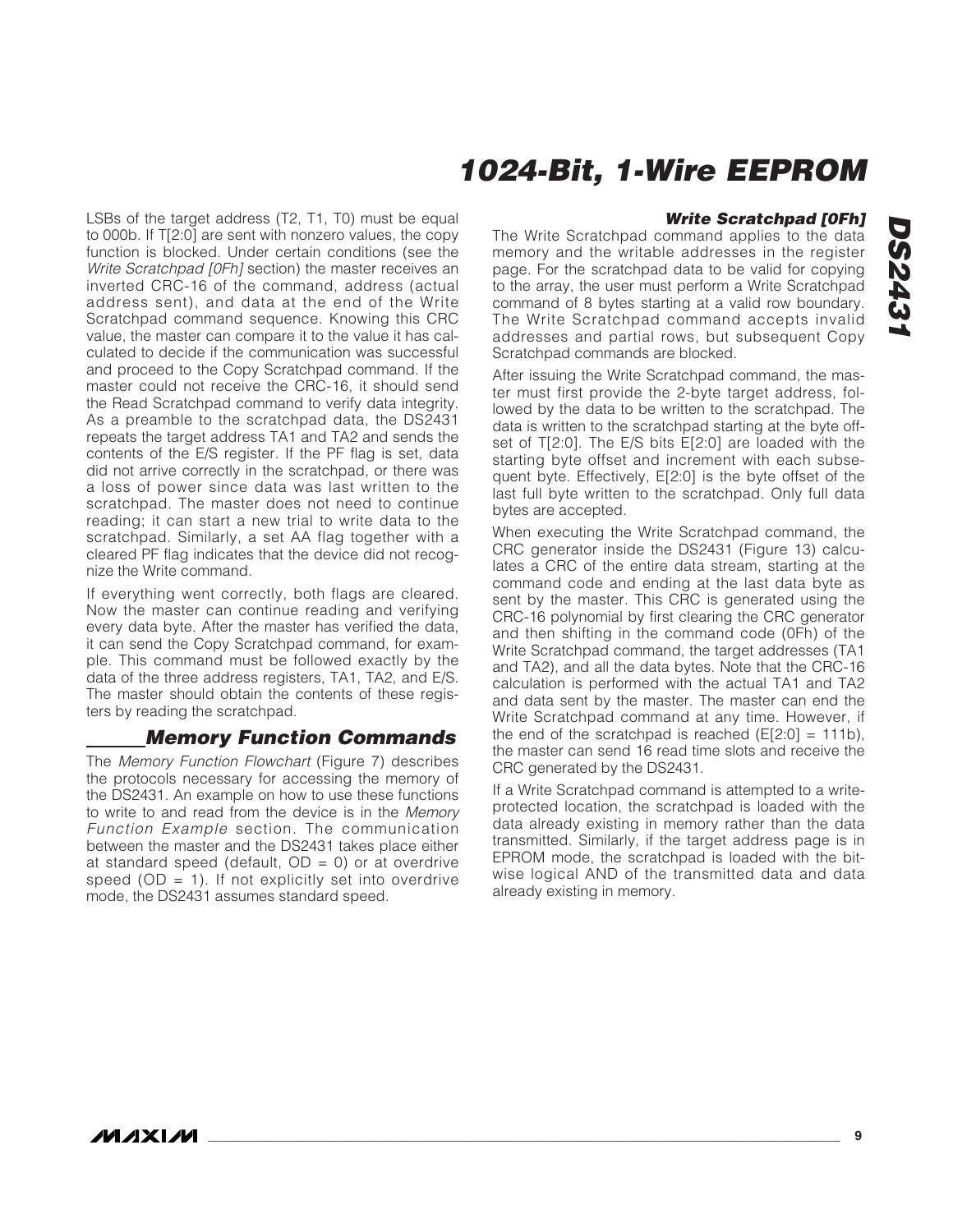LSBs of the target address (T2, T1, T0) must be equal to 000b. If T[2:0] are sent with nonzero values, the copy function is blocked. Under certain conditions (see the *Write Scratchpad [0Fh]* section) the master receives an inverted CRC-16 of the command, address (actual address sent), and data at the end of the Write Scratchpad command sequence. Knowing this CRC value, the master can compare it to the value it has calculated to decide if the communication was successful and proceed to the Copy Scratchpad command. If the master could not receive the CRC-16, it should send the Read Scratchpad command to verify data integrity. As a preamble to the scratchpad data, the DS2431 repeats the target address TA1 and TA2 and sends the contents of the E/S register. If the PF flag is set, data did not arrive correctly in the scratchpad, or there was a loss of power since data was last written to the scratchpad. The master does not need to continue reading; it can start a new trial to write data to the scratchpad. Similarly, a set AA flag together with a cleared PF flag indicates that the device did not recognize the Write command.

If everything went correctly, both flags are cleared. Now the master can continue reading and verifying every data byte. After the master has verified the data, it can send the Copy Scratchpad command, for example. This command must be followed exactly by the data of the three address registers, TA1, TA2, and E/S. The master should obtain the contents of these registers by reading the scratchpad.

## Memory Function Commands

The *Memory Function Flowchart* (Figure 7) describes the protocols necessary for accessing the memory of the DS2431. An example on how to use these functions to write to and read from the device is in the *Memory Function Example* section. The communication between the master and the DS2431 takes place either at standard speed (default, OD = 0) or at overdrive speed (OD = 1). If not explicitly set into overdrive mode, the DS2431 assumes standard speed.

### Write Scratchpad [0Fh]

The Write Scratchpad command applies to the data memory and the writable addresses in the register page. For the scratchpad data to be valid for copying to the array, the user must perform a Write Scratchpad command of 8 bytes starting at a valid row boundary. The Write Scratchpad command accepts invalid addresses and partial rows, but subsequent Copy Scratchpad commands are blocked.

After issuing the Write Scratchpad command, the master must first provide the 2-byte target address, followed by the data to be written to the scratchpad. The data is written to the scratchpad starting at the byte offset of T[2:0]. The E/S bits E[2:0] are loaded with the starting byte offset and increment with each subsequent byte. Effectively, E[2:0] is the byte offset of the last full byte written to the scratchpad. Only full data bytes are accepted.

When executing the Write Scratchpad command, the CRC generator inside the DS2431 (Figure 13) calculates a CRC of the entire data stream, starting at the command code and ending at the last data byte as sent by the master. This CRC is generated using the CRC-16 polynomial by first clearing the CRC generator and then shifting in the command code (0Fh) of the Write Scratchpad command, the target addresses (TA1 and TA2), and all the data bytes. Note that the CRC-16 calculation is performed with the actual TA1 and TA2 and data sent by the master. The master can end the Write Scratchpad command at any time. However, if the end of the scratchpad is reached (E[2:0] = 111b), the master can send 16 read time slots and receive the CRC generated by the DS2431.

If a Write Scratchpad command is attempted to a write-protected location, the scratchpad is loaded with the data already existing in memory rather than the data transmitted. Similarly, if the target address page is in EPROM mode, the scratchpad is loaded with the bitwise logical AND of the transmitted data and data already existing in memory.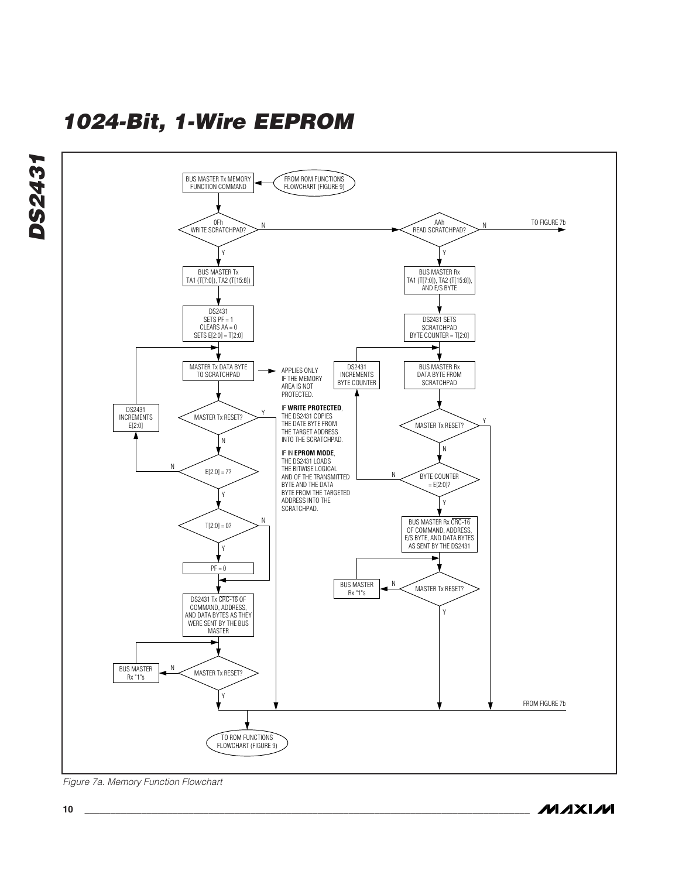BUS MASTER Tx MEMORY FUNCTION COMMAND

FROM ROM FUNCTIONS FLOWCHART (FIGURE 9)

0Fh WRITE SCRATCHPAD?

N

Y

BUS MASTER Tx TA1 (T[7:0]), TA2 (T[15:8])

DS2431 SETS PF = 1 CLEARS AA = 0 SETS E[2:0] = T[2:0]

MASTER Tx DATA BYTE TO SCRATCHPAD

APPLIES ONLY IF THE MEMORY AREA IS NOT PROTECTED.

IF **WRITE PROTECTED**, THE DS2431 COPIES THE DATE BYTE FROM THE TARGET ADDRESS INTO THE SCRATCHPAD.

IF IN **EPROM MODE**, THE DS2431 LOADS THE BITWISE LOGICAL AND OF THE TRANSMITTED BYTE AND THE DATA BYTE FROM THE TARGETED ADDRESS INTO THE SCRATCHPAD.

MASTER Tx RESET?

DS2431 INCREMENTS E[2:0]

E[2:0] = 7?

T[2:0] = 0?

PF = 0

DS2431 Tx CRC-16 OF COMMAND, ADDRESS, AND DATA BYTES AS THEY WERE SENT BY THE BUS MASTER

MASTER Tx RESET?

BUS MASTER Rx "1"s

AAh READ SCRATCHPAD?

TO FIGURE 7b

BUS MASTER Rx TA1 (T[7:0]), TA2 (T[15:8]), AND E/S BYTE

DS2431 SETS SCRATCHPAD BYTE COUNTER = T[2:0]

BUS MASTER Rx DATA BYTE FROM SCRATCHPAD

DS2431 INCREMENTS BYTE COUNTER

MASTER Tx RESET?

BYTE COUNTER = E[2:0]?

BUS MASTER Rx $\overline{\text{CRC-16}}$ OF COMMAND, ADDRESS, E/S BYTE, AND DATA BYTES AS SENT BY THE DS2431

MASTER Tx RESET?

BUS MASTER Rx "1"s

FROM FIGURE 7b

TO ROM FUNCTIONS FLOWCHART (FIGURE 9)

*Figure 7a. Memory Function Flowchart*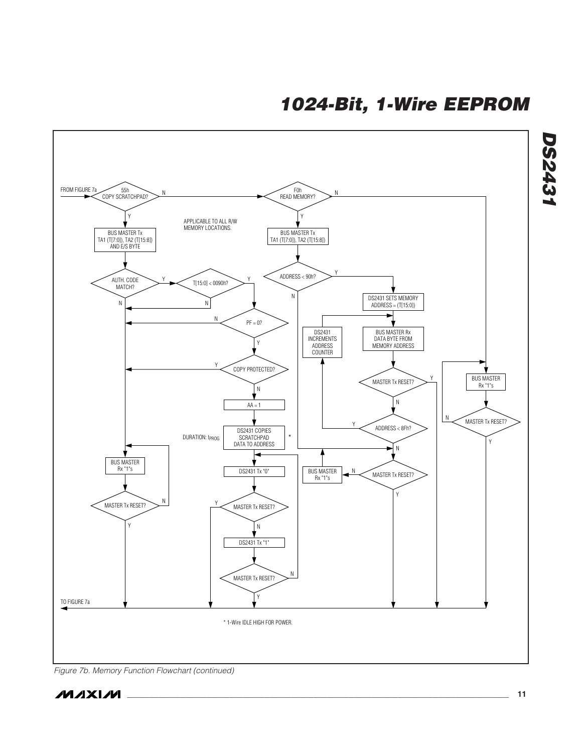FROM FIGURE 7a

55h COPY SCRATCHPAD? — N → F0h READ MEMORY?

Y → BUS MASTER Tx TA1 (T[7:0]), TA2 (T[15:8]) AND E/S BYTE

APPLICABLE TO ALL R/W MEMORY LOCATIONS.

AUTH. CODE MATCH? — Y → T[15:0] < 0090h? — Y → PF = 0? — Y → COPY PROTECTED? — N → AA = 1 → DS2431 COPIES SCRATCHPAD DATA TO ADDRESS (DURATION: $t_{PROG}$) * → DS2431 Tx "0" → MASTER Tx RESET? — N → DS2431 Tx "1" → MASTER Tx RESET? (N → DS2431 Tx "0"; Y → TO FIGURE 7a)

AUTH. CODE MATCH? N / T[15:0] < 0090h? N / PF = 0? N / COPY PROTECTED? Y → BUS MASTER Rx "1"s → MASTER Tx RESET? (N → BUS MASTER Rx "1"s; Y → TO FIGURE 7a)

F0h READ MEMORY? — Y → BUS MASTER Tx TA1 (T[7:0]), TA2 (T[15:8]) → ADDRESS < 90h? — Y → DS2431 SETS MEMORY ADDRESS = (T[15:0]) → BUS MASTER Rx DATA BYTE FROM MEMORY ADDRESS → MASTER Tx RESET? — N → ADDRESS < 8Fh? — Y → DS2431 INCREMENTS ADDRESS COUNTER → BUS MASTER Rx DATA BYTE FROM MEMORY ADDRESS

MASTER Tx RESET? Y → TO FIGURE 7a

ADDRESS < 90h? N / ADDRESS < 8Fh? N → MASTER Tx RESET? — N → BUS MASTER Rx "1"s; Y → TO FIGURE 7a

F0h READ MEMORY? — N → BUS MASTER Rx "1"s → MASTER Tx RESET? (N → BUS MASTER Rx "1"s; Y → TO FIGURE 7a)

TO FIGURE 7a

\* 1-Wire IDLE HIGH FOR POWER.

*Figure 7b. Memory Function Flowchart (continued)*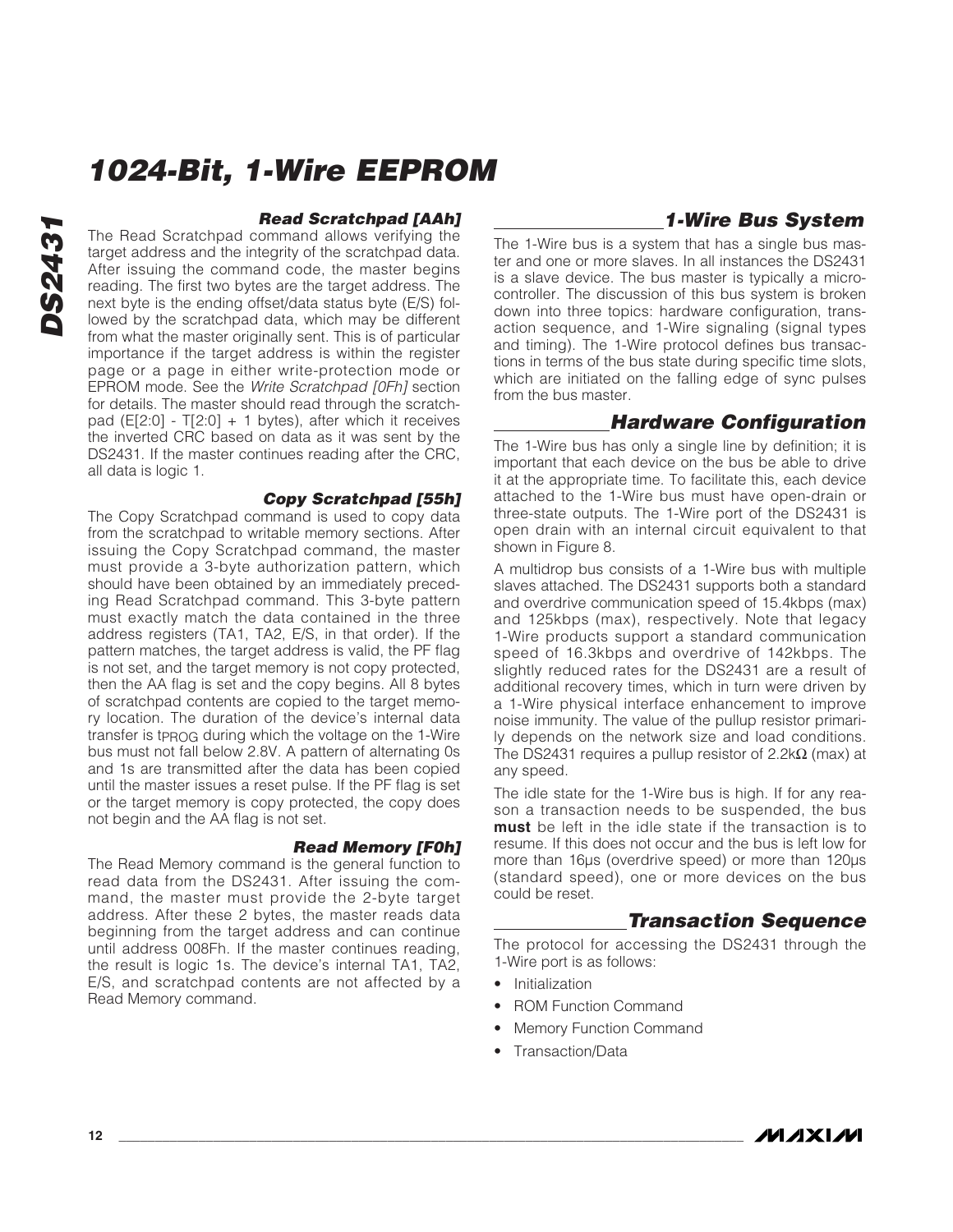### Read Scratchpad [AAh]

The Read Scratchpad command allows verifying the target address and the integrity of the scratchpad data. After issuing the command code, the master begins reading. The first two bytes are the target address. The next byte is the ending offset/data status byte (E/S) followed by the scratchpad data, which may be different from what the master originally sent. This is of particular importance if the target address is within the register page or a page in either write-protection mode or EPROM mode. See the *Write Scratchpad [0Fh]* section for details. The master should read through the scratchpad (E[2:0] - T[2:0] + 1 bytes), after which it receives the inverted CRC based on data as it was sent by the DS2431. If the master continues reading after the CRC, all data is logic 1.

### Copy Scratchpad [55h]

The Copy Scratchpad command is used to copy data from the scratchpad to writable memory sections. After issuing the Copy Scratchpad command, the master must provide a 3-byte authorization pattern, which should have been obtained by an immediately preceding Read Scratchpad command. This 3-byte pattern must exactly match the data contained in the three address registers (TA1, TA2, E/S, in that order). If the pattern matches, the target address is valid, the PF flag is not set, and the target memory is not copy protected, then the AA flag is set and the copy begins. All 8 bytes of scratchpad contents are copied to the target memory location. The duration of the device's internal data transfer is $t_{PROG}$ during which the voltage on the 1-Wire bus must not fall below 2.8V. A pattern of alternating 0s and 1s are transmitted after the data has been copied until the master issues a reset pulse. If the PF flag is set or the target memory is copy protected, the copy does not begin and the AA flag is not set.

### Read Memory [F0h]

The Read Memory command is the general function to read data from the DS2431. After issuing the command, the master must provide the 2-byte target address. After these 2 bytes, the master reads data beginning from the target address and can continue until address 008Fh. If the master continues reading, the result is logic 1s. The device's internal TA1, TA2, E/S, and scratchpad contents are not affected by a Read Memory command.

## 1-Wire Bus System

The 1-Wire bus is a system that has a single bus master and one or more slaves. In all instances the DS2431 is a slave device. The bus master is typically a microcontroller. The discussion of this bus system is broken down into three topics: hardware configuration, transaction sequence, and 1-Wire signaling (signal types and timing). The 1-Wire protocol defines bus transactions in terms of the bus state during specific time slots, which are initiated on the falling edge of sync pulses from the bus master.

## Hardware Configuration

The 1-Wire bus has only a single line by definition; it is important that each device on the bus be able to drive it at the appropriate time. To facilitate this, each device attached to the 1-Wire bus must have open-drain or three-state outputs. The 1-Wire port of the DS2431 is open drain with an internal circuit equivalent to that shown in Figure 8.

A multidrop bus consists of a 1-Wire bus with multiple slaves attached. The DS2431 supports both a standard and overdrive communication speed of 15.4kbps (max) and 125kbps (max), respectively. Note that legacy 1-Wire products support a standard communication speed of 16.3kbps and overdrive of 142kbps. The slightly reduced rates for the DS2431 are a result of additional recovery times, which in turn were driven by a 1-Wire physical interface enhancement to improve noise immunity. The value of the pullup resistor primarily depends on the network size and load conditions. The DS2431 requires a pullup resistor of 2.2kΩ (max) at any speed.

The idle state for the 1-Wire bus is high. If for any reason a transaction needs to be suspended, the bus **must** be left in the idle state if the transaction is to resume. If this does not occur and the bus is left low for more than 16µs (overdrive speed) or more than 120µs (standard speed), one or more devices on the bus could be reset.

## Transaction Sequence

The protocol for accessing the DS2431 through the 1-Wire port is as follows:

- Initialization
- ROM Function Command
- Memory Function Command
- Transaction/Data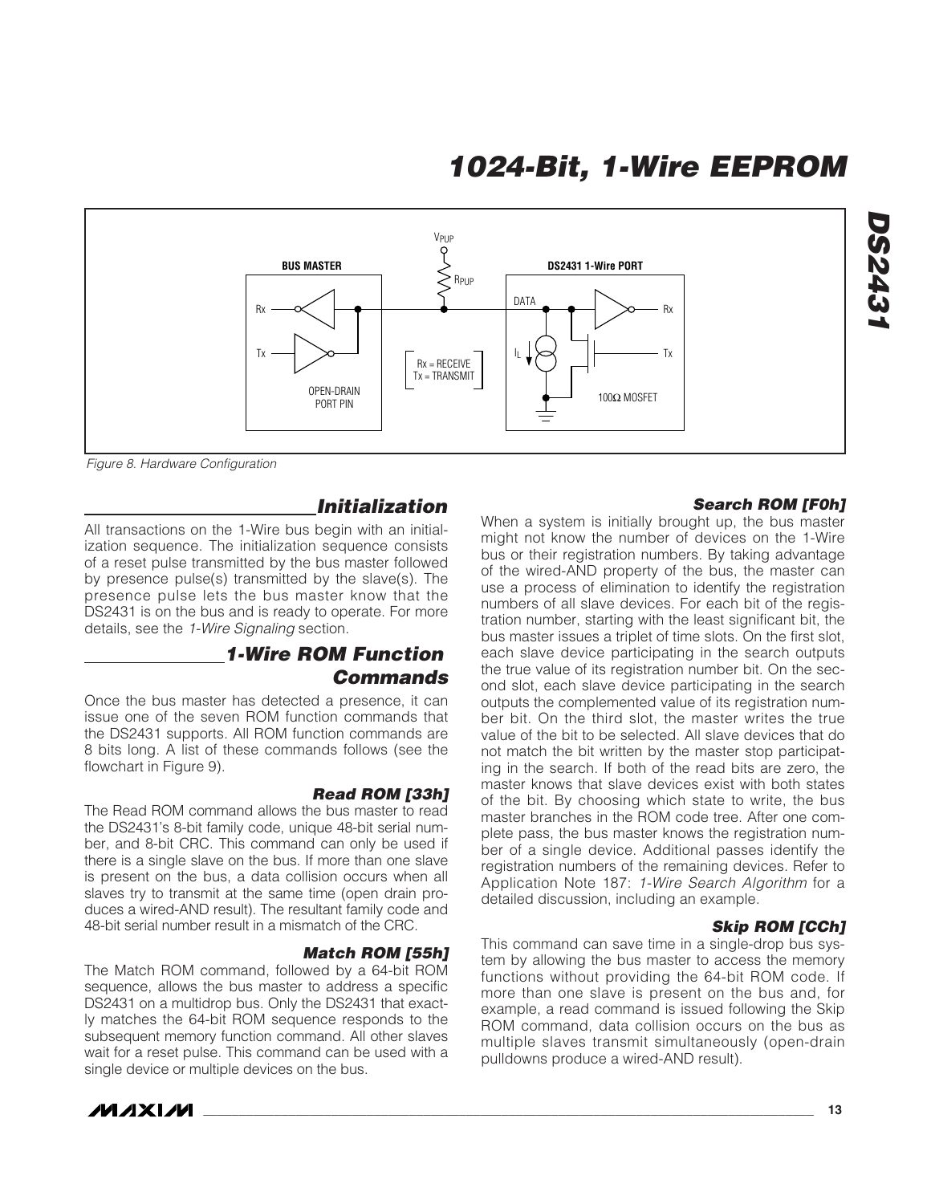Figure 8. Hardware Configuration

## Initialization

All transactions on the 1-Wire bus begin with an initialization sequence. The initialization sequence consists of a reset pulse transmitted by the bus master followed by presence pulse(s) transmitted by the slave(s). The presence pulse lets the bus master know that the DS2431 is on the bus and is ready to operate. For more details, see the *1-Wire Signaling* section.

## 1-Wire ROM Function Commands

Once the bus master has detected a presence, it can issue one of the seven ROM function commands that the DS2431 supports. All ROM function commands are 8 bits long. A list of these commands follows (see the flowchart in Figure 9).

### Read ROM [33h]

The Read ROM command allows the bus master to read the DS2431's 8-bit family code, unique 48-bit serial number, and 8-bit CRC. This command can only be used if there is a single slave on the bus. If more than one slave is present on the bus, a data collision occurs when all slaves try to transmit at the same time (open drain produces a wired-AND result). The resultant family code and 48-bit serial number result in a mismatch of the CRC.

### Match ROM [55h]

The Match ROM command, followed by a 64-bit ROM sequence, allows the bus master to address a specific DS2431 on a multidrop bus. Only the DS2431 that exactly matches the 64-bit ROM sequence responds to the subsequent memory function command. All other slaves wait for a reset pulse. This command can be used with a single device or multiple devices on the bus.

### Search ROM [F0h]

When a system is initially brought up, the bus master might not know the number of devices on the 1-Wire bus or their registration numbers. By taking advantage of the wired-AND property of the bus, the master can use a process of elimination to identify the registration numbers of all slave devices. For each bit of the registration number, starting with the least significant bit, the bus master issues a triplet of time slots. On the first slot, each slave device participating in the search outputs the true value of its registration number bit. On the second slot, each slave device participating in the search outputs the complemented value of its registration number bit. On the third slot, the master writes the true value of the bit to be selected. All slave devices that do not match the bit written by the master stop participating in the search. If both of the read bits are zero, the master knows that slave devices exist with both states of the bit. By choosing which state to write, the bus master branches in the ROM code tree. After one complete pass, the bus master knows the registration number of a single device. Additional passes identify the registration numbers of the remaining devices. Refer to Application Note 187: *1-Wire Search Algorithm* for a detailed discussion, including an example.

### Skip ROM [CCh]

This command can save time in a single-drop bus system by allowing the bus master to access the memory functions without providing the 64-bit ROM code. If more than one slave is present on the bus and, for example, a read command is issued following the Skip ROM command, data collision occurs on the bus as multiple slaves transmit simultaneously (open-drain pulldowns produce a wired-AND result).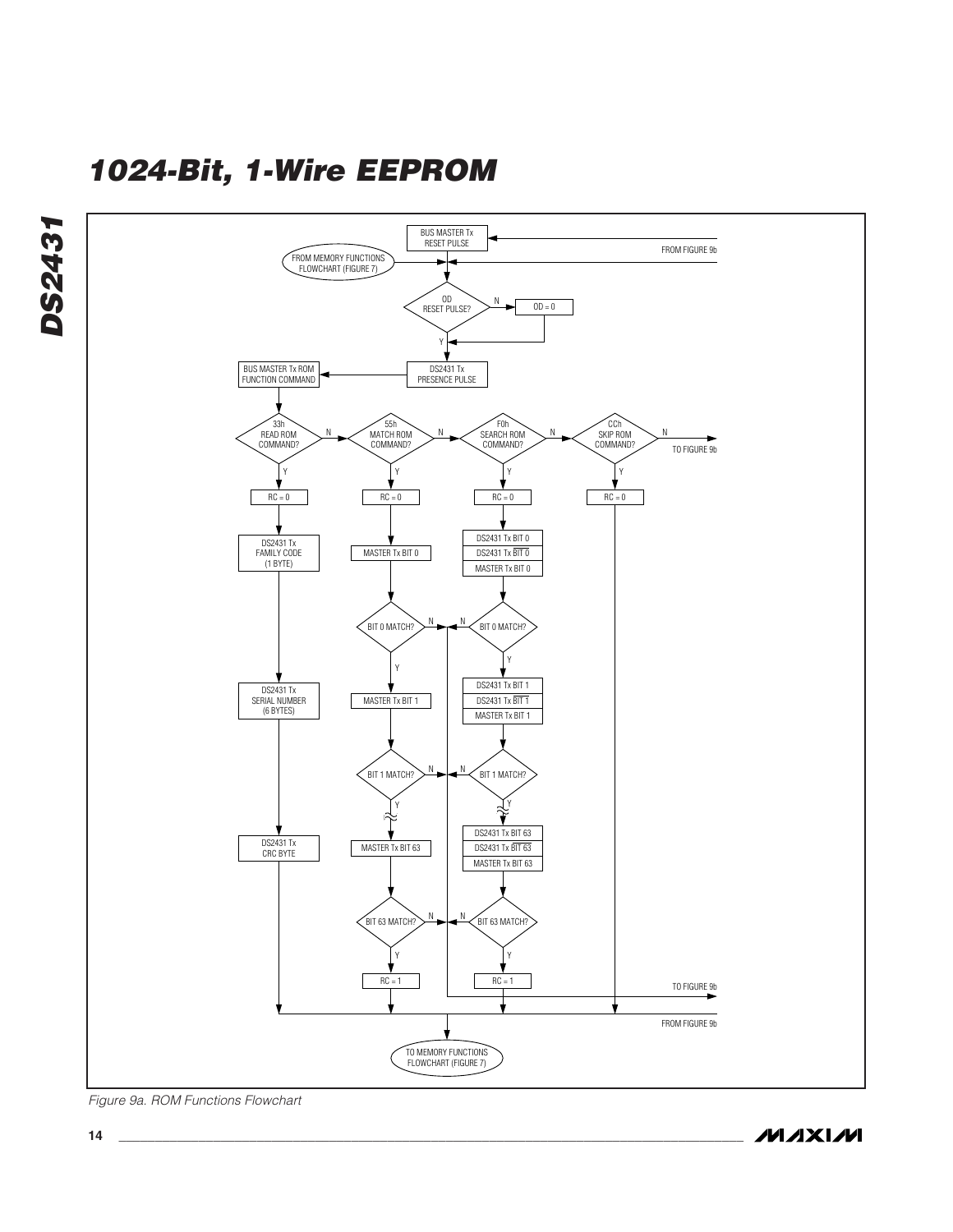BUS MASTER Tx RESET PULSE

FROM FIGURE 9b

FROM MEMORY FUNCTIONS FLOWCHART (FIGURE 7)

OD RESET PULSE?

N

OD = 0

Y

DS2431 Tx PRESENCE PULSE

BUS MASTER Tx ROM FUNCTION COMMAND

33h READ ROM COMMAND?

N

55h MATCH ROM COMMAND?

N

F0h SEARCH ROM COMMAND?

N

CCh SKIP ROM COMMAND?

N

TO FIGURE 9b

Y

RC = 0

Y

RC = 0

Y

RC = 0

Y

RC = 0

DS2431 Tx FAMILY CODE (1 BYTE)

MASTER Tx BIT 0

DS2431 Tx BIT 0

DS2431 Tx $\overline{\text{BIT 0}}$

MASTER Tx BIT 0

BIT 0 MATCH?

N

N

BIT 0 MATCH?

Y

Y

DS2431 Tx SERIAL NUMBER (6 BYTES)

MASTER Tx BIT 1

DS2431 Tx BIT 1

DS2431 Tx $\overline{\text{BIT 1}}$

MASTER Tx BIT 1

BIT 1 MATCH?

N

N

BIT 1 MATCH?

Y

Y

DS2431 Tx CRC BYTE

MASTER Tx BIT 63

DS2431 Tx BIT 63

DS2431 Tx $\overline{\text{BIT 63}}$

MASTER Tx BIT 63

BIT 63 MATCH?

N

N

BIT 63 MATCH?

Y

Y

RC = 1

RC = 1

TO FIGURE 9b

FROM FIGURE 9b

TO MEMORY FUNCTIONS FLOWCHART (FIGURE 7)

*Figure 9a. ROM Functions Flowchart*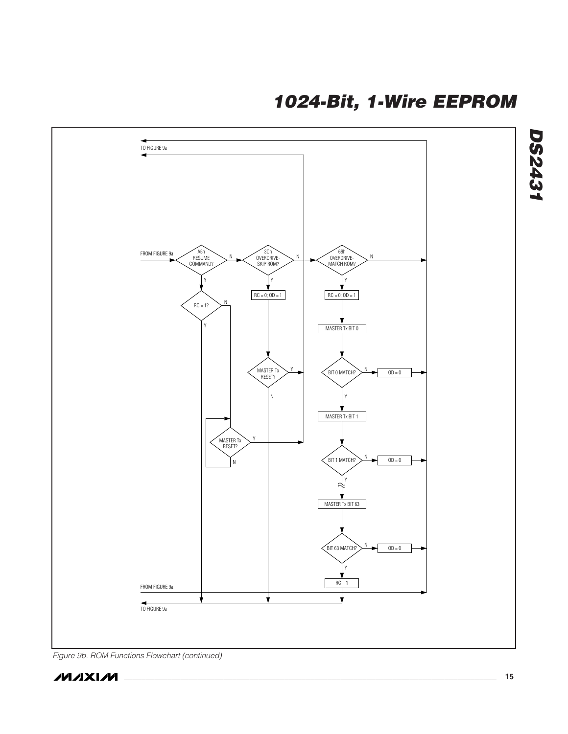Figure 9b. ROM Functions Flowchart (continued)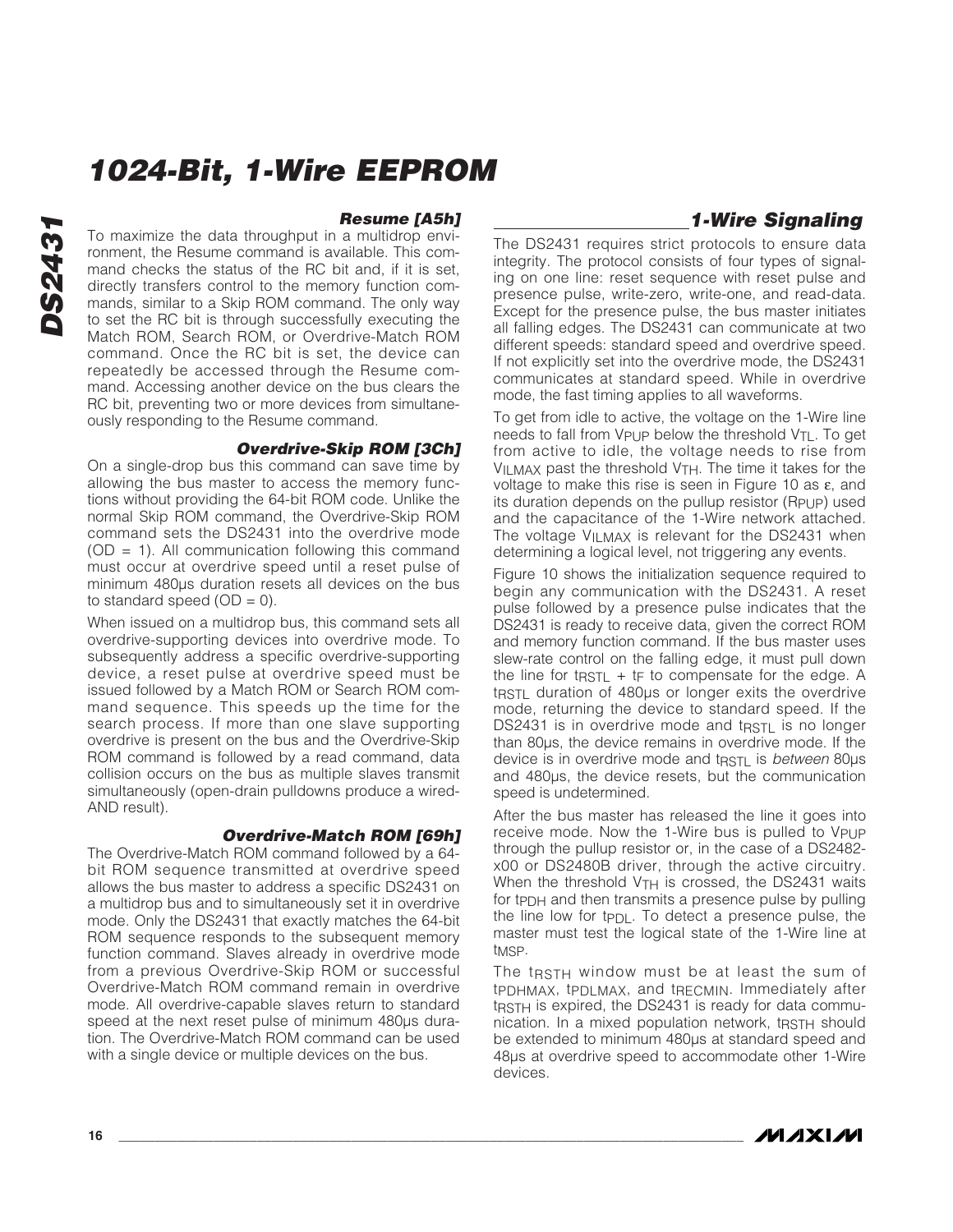### Resume [A5h]

To maximize the data throughput in a multidrop environment, the Resume command is available. This command checks the status of the RC bit and, if it is set, directly transfers control to the memory function commands, similar to a Skip ROM command. The only way to set the RC bit is through successfully executing the Match ROM, Search ROM, or Overdrive-Match ROM command. Once the RC bit is set, the device can repeatedly be accessed through the Resume command. Accessing another device on the bus clears the RC bit, preventing two or more devices from simultaneously responding to the Resume command.

### Overdrive-Skip ROM [3Ch]

On a single-drop bus this command can save time by allowing the bus master to access the memory functions without providing the 64-bit ROM code. Unlike the normal Skip ROM command, the Overdrive-Skip ROM command sets the DS2431 into the overdrive mode (OD = 1). All communication following this command must occur at overdrive speed until a reset pulse of minimum 480µs duration resets all devices on the bus to standard speed (OD = 0).

When issued on a multidrop bus, this command sets all overdrive-supporting devices into overdrive mode. To subsequently address a specific overdrive-supporting device, a reset pulse at overdrive speed must be issued followed by a Match ROM or Search ROM command sequence. This speeds up the time for the search process. If more than one slave supporting overdrive is present on the bus and the Overdrive-Skip ROM command is followed by a read command, data collision occurs on the bus as multiple slaves transmit simultaneously (open-drain pulldowns produce a wired-AND result).

### Overdrive-Match ROM [69h]

The Overdrive-Match ROM command followed by a 64-bit ROM sequence transmitted at overdrive speed allows the bus master to address a specific DS2431 on a multidrop bus and to simultaneously set it in overdrive mode. Only the DS2431 that exactly matches the 64-bit ROM sequence responds to the subsequent memory function command. Slaves already in overdrive mode from a previous Overdrive-Skip ROM or successful Overdrive-Match ROM command remain in overdrive mode. All overdrive-capable slaves return to standard speed at the next reset pulse of minimum 480µs duration. The Overdrive-Match ROM command can be used with a single device or multiple devices on the bus.

## 1-Wire Signaling

The DS2431 requires strict protocols to ensure data integrity. The protocol consists of four types of signaling on one line: reset sequence with reset pulse and presence pulse, write-zero, write-one, and read-data. Except for the presence pulse, the bus master initiates all falling edges. The DS2431 can communicate at two different speeds: standard speed and overdrive speed. If not explicitly set into the overdrive mode, the DS2431 communicates at standard speed. While in overdrive mode, the fast timing applies to all waveforms.

To get from idle to active, the voltage on the 1-Wire line needs to fall from $V_{PUP}$ below the threshold $V_{TL}$. To get from active to idle, the voltage needs to rise from $V_{ILMAX}$ past the threshold $V_{TH}$. The time it takes for the voltage to make this rise is seen in Figure 10 as $\varepsilon$, and its duration depends on the pullup resistor ($R_{PUP}$) used and the capacitance of the 1-Wire network attached. The voltage $V_{ILMAX}$ is relevant for the DS2431 when determining a logical level, not triggering any events.

Figure 10 shows the initialization sequence required to begin any communication with the DS2431. A reset pulse followed by a presence pulse indicates that the DS2431 is ready to receive data, given the correct ROM and memory function command. If the bus master uses slew-rate control on the falling edge, it must pull down the line for $t_{RSTL} + t_F$ to compensate for the edge. A $t_{RSTL}$ duration of 480µs or longer exits the overdrive mode, returning the device to standard speed. If the DS2431 is in overdrive mode and $t_{RSTL}$ is no longer than 80µs, the device remains in overdrive mode. If the device is in overdrive mode and $t_{RSTL}$ is *between* 80µs and 480µs, the device resets, but the communication speed is undetermined.

After the bus master has released the line it goes into receive mode. Now the 1-Wire bus is pulled to $V_{PUP}$ through the pullup resistor or, in the case of a DS2482-x00 or DS2480B driver, through the active circuitry. When the threshold $V_{TH}$ is crossed, the DS2431 waits for $t_{PDH}$ and then transmits a presence pulse by pulling the line low for $t_{PDL}$. To detect a presence pulse, the master must test the logical state of the 1-Wire line at $t_{MSP}$.

The $t_{RSTH}$ window must be at least the sum of $t_{PDHMAX}$, $t_{PDLMAX}$, and $t_{RECMIN}$. Immediately after $t_{RSTH}$ is expired, the DS2431 is ready for data communication. In a mixed population network, $t_{RSTH}$ should be extended to minimum 480µs at standard speed and 48µs at overdrive speed to accommodate other 1-Wire devices.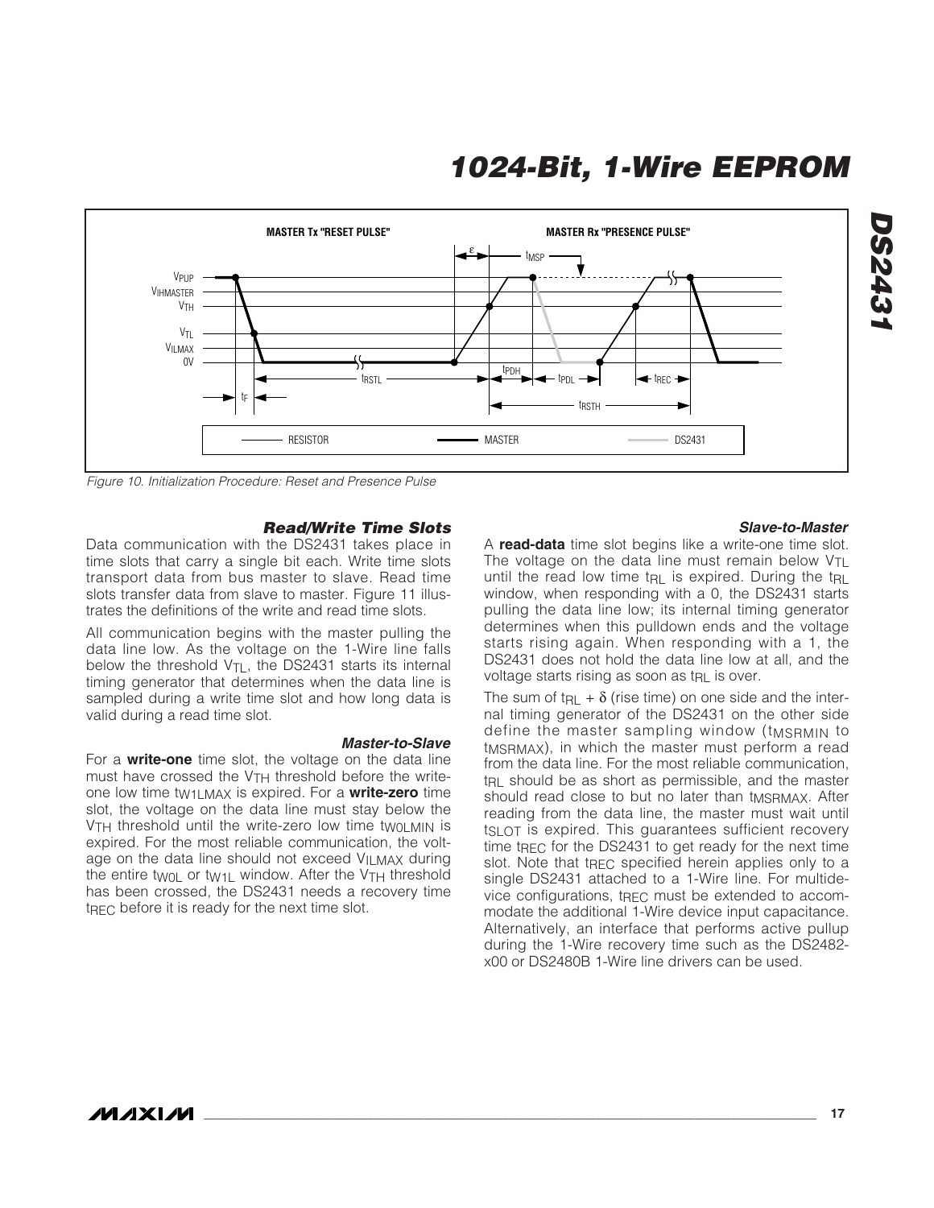*Figure 10. Initialization Procedure: Reset and Presence Pulse*

### *Read/Write Time Slots*

Data communication with the DS2431 takes place in time slots that carry a single bit each. Write time slots transport data from bus master to slave. Read time slots transfer data from slave to master. Figure 11 illustrates the definitions of the write and read time slots.

All communication begins with the master pulling the data line low. As the voltage on the 1-Wire line falls below the threshold $V_{TL}$, the DS2431 starts its internal timing generator that determines when the data line is sampled during a write time slot and how long data is valid during a read time slot.

#### *Master-to-Slave*

For a **write-one** time slot, the voltage on the data line must have crossed the $V_{TH}$ threshold before the write-one low time $t_{W1LMAX}$ is expired. For a **write-zero** time slot, the voltage on the data line must stay below the $V_{TH}$ threshold until the write-zero low time $t_{W0LMIN}$ is expired. For the most reliable communication, the voltage on the data line should not exceed $V_{ILMAX}$ during the entire $t_{W0L}$ or $t_{W1L}$ window. After the $V_{TH}$ threshold has been crossed, the DS2431 needs a recovery time $t_{REC}$ before it is ready for the next time slot.

#### *Slave-to-Master*

A **read-data** time slot begins like a write-one time slot. The voltage on the data line must remain below $V_{TL}$ until the read low time $t_{RL}$ is expired. During the $t_{RL}$ window, when responding with a 0, the DS2431 starts pulling the data line low; its internal timing generator determines when this pulldown ends and the voltage starts rising again. When responding with a 1, the DS2431 does not hold the data line low at all, and the voltage starts rising as soon as $t_{RL}$ is over.

The sum of $t_{RL} + \delta$ (rise time) on one side and the internal timing generator of the DS2431 on the other side define the master sampling window ($t_{MSRMIN}$ to $t_{MSRMAX}$), in which the master must perform a read from the data line. For the most reliable communication, $t_{RL}$ should be as short as permissible, and the master should read close to but no later than $t_{MSRMAX}$. After reading from the data line, the master must wait until $t_{SLOT}$ is expired. This guarantees sufficient recovery time $t_{REC}$ for the DS2431 to get ready for the next time slot. Note that $t_{REC}$ specified herein applies only to a single DS2431 attached to a 1-Wire line. For multidevice configurations, $t_{REC}$ must be extended to accommodate the additional 1-Wire device input capacitance. Alternatively, an interface that performs active pullup during the 1-Wire recovery time such as the DS2482-x00 or DS2480B 1-Wire line drivers can be used.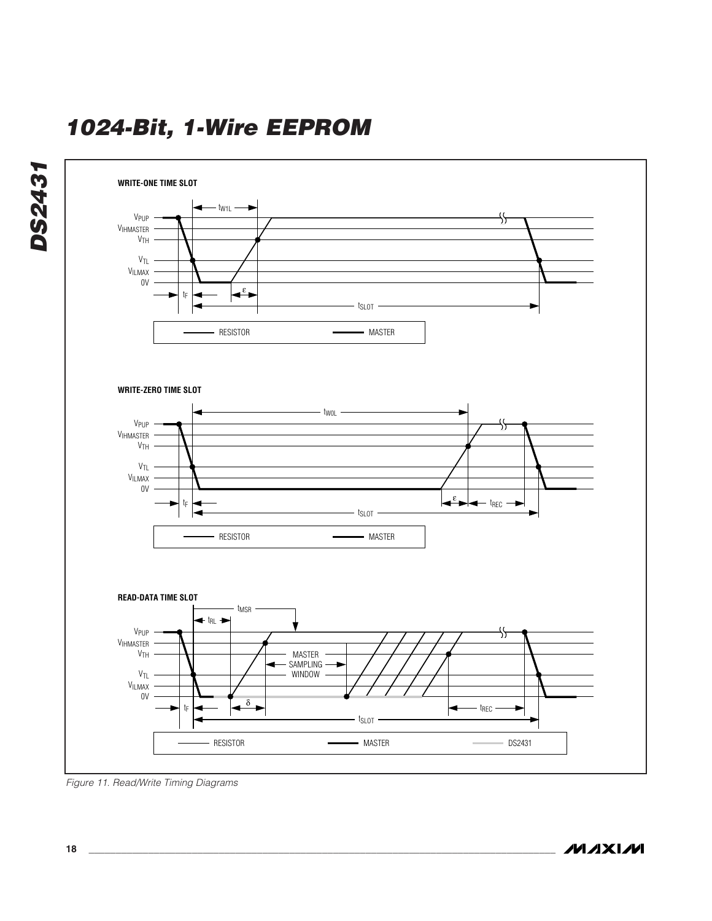WRITE-ONE TIME SLOT

WRITE-ZERO TIME SLOT

READ-DATA TIME SLOT

*Figure 11. Read/Write Timing Diagrams*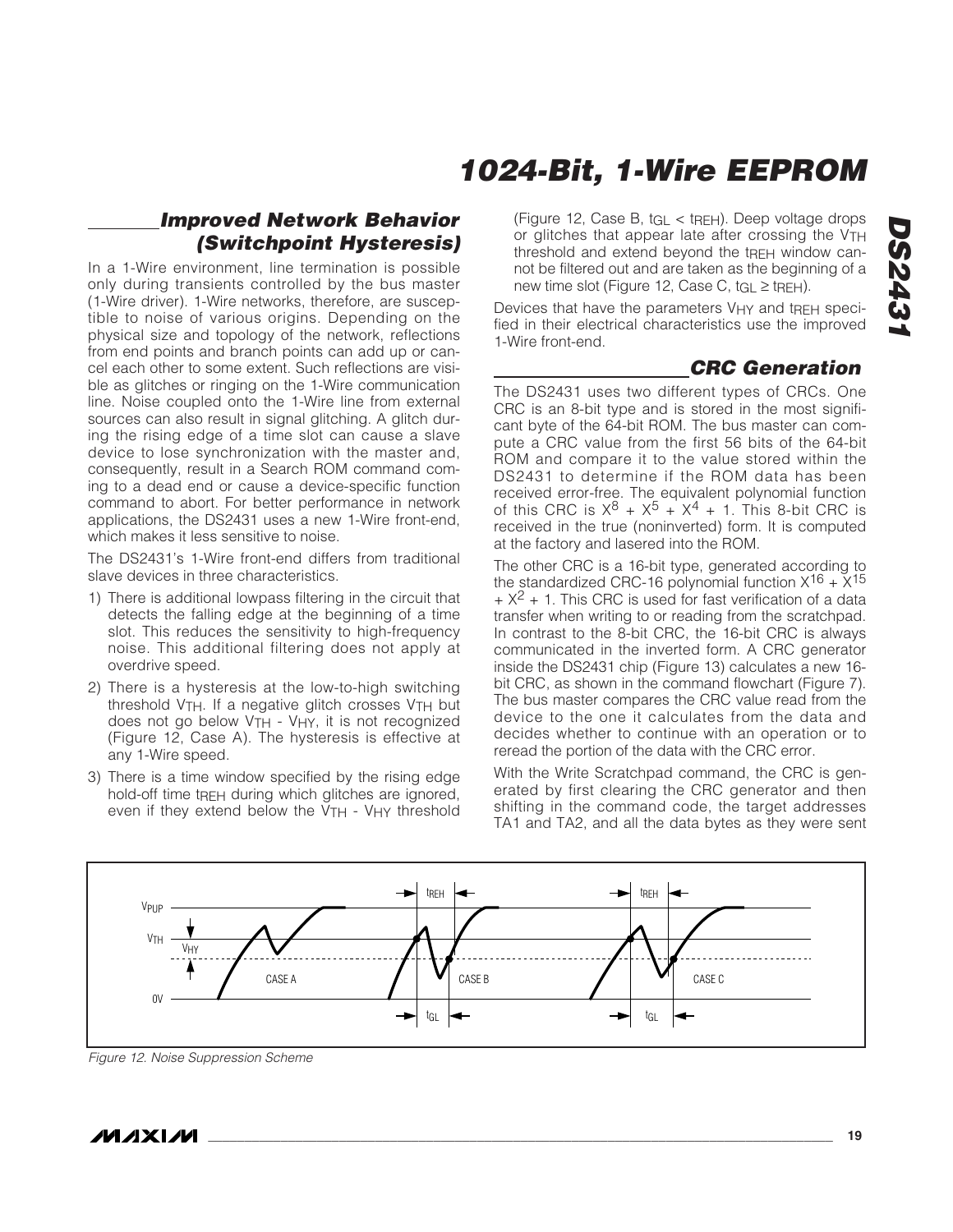## Improved Network Behavior (Switchpoint Hysteresis)

In a 1-Wire environment, line termination is possible only during transients controlled by the bus master (1-Wire driver). 1-Wire networks, therefore, are susceptible to noise of various origins. Depending on the physical size and topology of the network, reflections from end points and branch points can add up or cancel each other to some extent. Such reflections are visible as glitches or ringing on the 1-Wire communication line. Noise coupled onto the 1-Wire line from external sources can also result in signal glitching. A glitch during the rising edge of a time slot can cause a slave device to lose synchronization with the master and, consequently, result in a Search ROM command coming to a dead end or cause a device-specific function command to abort. For better performance in network applications, the DS2431 uses a new 1-Wire front-end, which makes it less sensitive to noise.

The DS2431's 1-Wire front-end differs from traditional slave devices in three characteristics.

1) There is additional lowpass filtering in the circuit that detects the falling edge at the beginning of a time slot. This reduces the sensitivity to high-frequency noise. This additional filtering does not apply at overdrive speed.
2) There is a hysteresis at the low-to-high switching threshold $V_{TH}$. If a negative glitch crosses $V_{TH}$ but does not go below $V_{TH}$ - $V_{HY}$, it is not recognized (Figure 12, Case A). The hysteresis is effective at any 1-Wire speed.
3) There is a time window specified by the rising edge hold-off time $t_{REH}$ during which glitches are ignored, even if they extend below the $V_{TH}$ - $V_{HY}$ threshold (Figure 12, Case B, $t_{GL} < t_{REH}$). Deep voltage drops or glitches that appear late after crossing the $V_{TH}$ threshold and extend beyond the $t_{REH}$ window cannot be filtered out and are taken as the beginning of a new time slot (Figure 12, Case C, $t_{GL} \geq t_{REH}$).

Devices that have the parameters $V_{HY}$ and $t_{REH}$ specified in their electrical characteristics use the improved 1-Wire front-end.

## CRC Generation

The DS2431 uses two different types of CRCs. One CRC is an 8-bit type and is stored in the most significant byte of the 64-bit ROM. The bus master can compute a CRC value from the first 56 bits of the 64-bit ROM and compare it to the value stored within the DS2431 to determine if the ROM data has been received error-free. The equivalent polynomial function of this CRC is $X^8 + X^5 + X^4 + 1$. This 8-bit CRC is received in the true (noninverted) form. It is computed at the factory and lasered into the ROM.

The other CRC is a 16-bit type, generated according to the standardized CRC-16 polynomial function $X^{16} + X^{15} + X^2 + 1$. This CRC is used for fast verification of a data transfer when writing to or reading from the scratchpad. In contrast to the 8-bit CRC, the 16-bit CRC is always communicated in the inverted form. A CRC generator inside the DS2431 chip (Figure 13) calculates a new 16-bit CRC, as shown in the command flowchart (Figure 7). The bus master compares the CRC value read from the device to the one it calculates from the data and decides whether to continue with an operation or to reread the portion of the data with the CRC error.

With the Write Scratchpad command, the CRC is generated by first clearing the CRC generator and then shifting in the command code, the target addresses TA1 and TA2, and all the data bytes as they were sent

*Figure 12. Noise Suppression Scheme*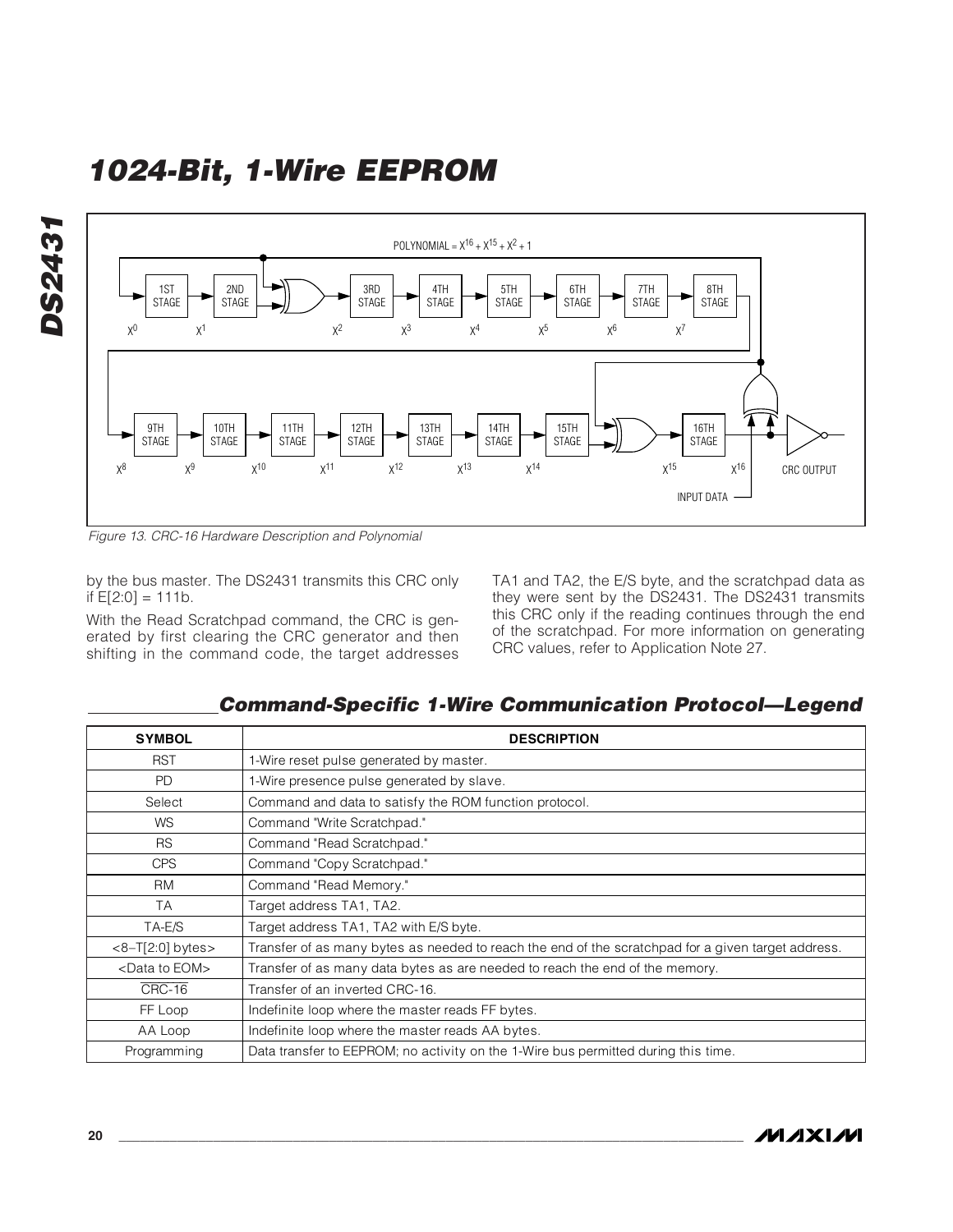Figure 13. CRC-16 Hardware Description and Polynomial

by the bus master. The DS2431 transmits this CRC only if E[2:0] = 111b.

With the Read Scratchpad command, the CRC is generated by first clearing the CRC generator and then shifting in the command code, the target addresses TA1 and TA2, the E/S byte, and the scratchpad data as they were sent by the DS2431. The DS2431 transmits this CRC only if the reading continues through the end of the scratchpad. For more information on generating CRC values, refer to Application Note 27.

## Command-Specific 1-Wire Communication Protocol—Legend

| SYMBOL | DESCRIPTION |
|---|---|
| RST | 1-Wire reset pulse generated by master. |
| PD | 1-Wire presence pulse generated by slave. |
| Select | Command and data to satisfy the ROM function protocol. |
| WS | Command "Write Scratchpad." |
| RS | Command "Read Scratchpad." |
| CPS | Command "Copy Scratchpad." |
| RM | Command "Read Memory." |
| TA | Target address TA1, TA2. |
| TA-E/S | Target address TA1, TA2 with E/S byte. |
| <8–T[2:0] bytes> | Transfer of as many bytes as needed to reach the end of the scratchpad for a given target address. |
| <Data to EOM> | Transfer of as many data bytes as are needed to reach the end of the memory. |
| $\overline{\text{CRC-16}}$ | Transfer of an inverted CRC-16. |
| FF Loop | Indefinite loop where the master reads FF bytes. |
| AA Loop | Indefinite loop where the master reads AA bytes. |
| Programming | Data transfer to EEPROM; no activity on the 1-Wire bus permitted during this time. |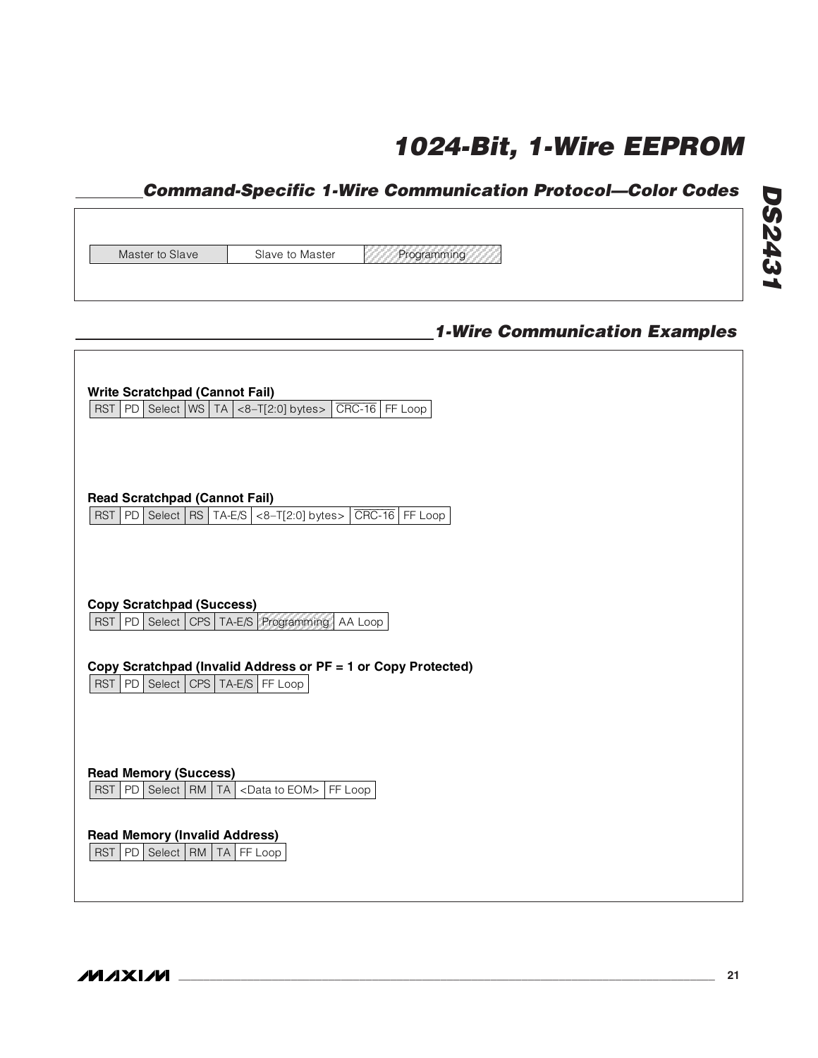## Command-Specific 1-Wire Communication Protocol—Color Codes

| Master to Slave | Slave to Master | Programming |
|---|---|---|

## 1-Wire Communication Examples

**Write Scratchpad (Cannot Fail)**

| RST | PD | Select | WS | TA | <8–T[2:0] bytes> | $\overline{\text{CRC-16}}$ | FF Loop |
|---|---|---|---|---|---|---|---|

**Read Scratchpad (Cannot Fail)**

| RST | PD | Select | RS | TA-E/S | <8–T[2:0] bytes> | $\overline{\text{CRC-16}}$ | FF Loop |
|---|---|---|---|---|---|---|---|

**Copy Scratchpad (Success)**

| RST | PD | Select | CPS | TA-E/S | Programming | AA Loop |
|---|---|---|---|---|---|---|

**Copy Scratchpad (Invalid Address or PF = 1 or Copy Protected)**

| RST | PD | Select | CPS | TA-E/S | FF Loop |
|---|---|---|---|---|---|

**Read Memory (Success)**

| RST | PD | Select | RM | TA | <Data to EOM> | FF Loop |
|---|---|---|---|---|---|---|

**Read Memory (Invalid Address)**

| RST | PD | Select | RM | TA | FF Loop |
|---|---|---|---|---|---|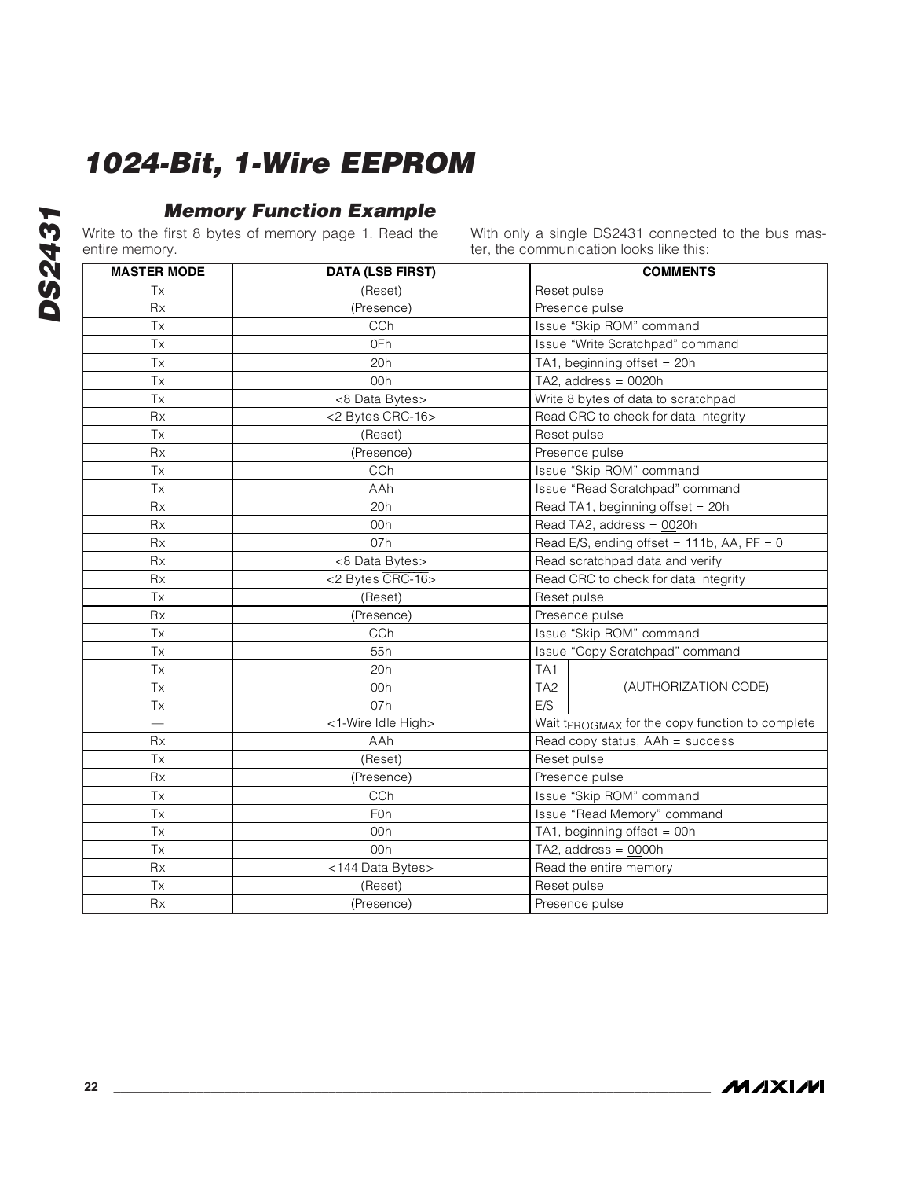## Memory Function Example

Write to the first 8 bytes of memory page 1. Read the entire memory.

With only a single DS2431 connected to the bus master, the communication looks like this:

| MASTER MODE | DATA (LSB FIRST) | COMMENTS |
|---|---|---|
| Tx | (Reset) | Reset pulse |
| Rx | (Presence) | Presence pulse |
| Tx | CCh | Issue "Skip ROM" command |
| Tx | 0Fh | Issue "Write Scratchpad" command |
| Tx | 20h | TA1, beginning offset = 20h |
| Tx | 00h | TA2, address = 0020h |
| Tx | <8 Data Bytes> | Write 8 bytes of data to scratchpad |
| Rx | <2 Bytes $\overline{\text{CRC-16}}$> | Read CRC to check for data integrity |
| Tx | (Reset) | Reset pulse |
| Rx | (Presence) | Presence pulse |
| Tx | CCh | Issue "Skip ROM" command |
| Tx | AAh | Issue "Read Scratchpad" command |
| Rx | 20h | Read TA1, beginning offset = 20h |
| Rx | 00h | Read TA2, address = 0020h |
| Rx | 07h | Read E/S, ending offset = 111b, AA, PF = 0 |
| Rx | <8 Data Bytes> | Read scratchpad data and verify |
| Rx | <2 Bytes $\overline{\text{CRC-16}}$> | Read CRC to check for data integrity |
| Tx | (Reset) | Reset pulse |
| Rx | (Presence) | Presence pulse |
| Tx | CCh | Issue "Skip ROM" command |
| Tx | 55h | Issue "Copy Scratchpad" command |
| Tx | 20h | TA1 (AUTHORIZATION CODE) |
| Tx | 00h | TA2 (AUTHORIZATION CODE) |
| Tx | 07h | E/S (AUTHORIZATION CODE) |
| — | <1-Wire Idle High> | Wait $t_{PROGMAX}$ for the copy function to complete |
| Rx | AAh | Read copy status, AAh = success |
| Tx | (Reset) | Reset pulse |
| Rx | (Presence) | Presence pulse |
| Tx | CCh | Issue "Skip ROM" command |
| Tx | F0h | Issue "Read Memory" command |
| Tx | 00h | TA1, beginning offset = 00h |
| Tx | 00h | TA2, address = 0000h |
| Rx | <144 Data Bytes> | Read the entire memory |
| Tx | (Reset) | Reset pulse |
| Rx | (Presence) | Presence pulse |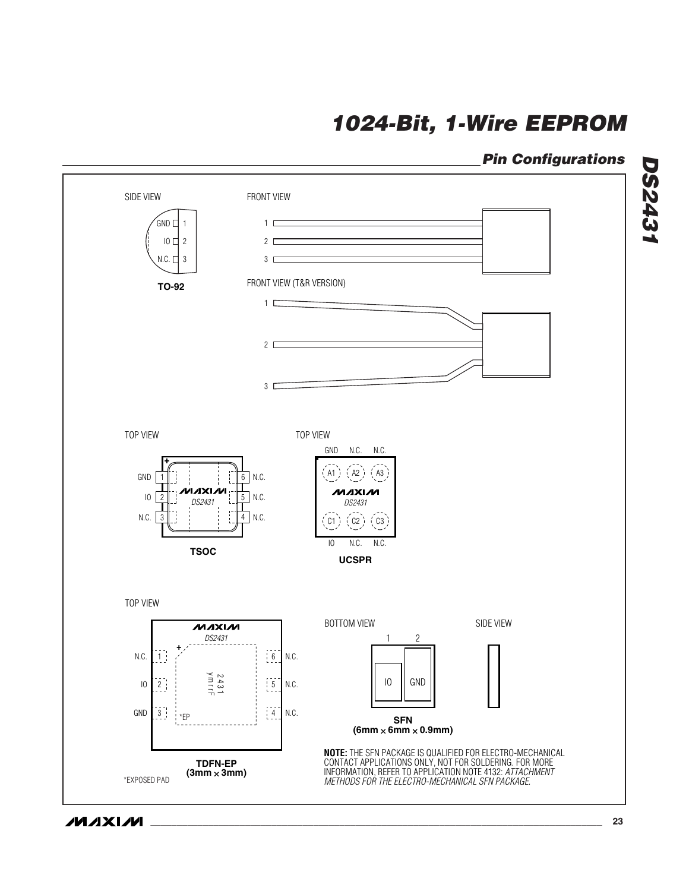## Pin Configurations

SIDE VIEW

GND 1
IO 2
N.C. 3

**TO-92**

FRONT VIEW

1
2
3

FRONT VIEW (T&R VERSION)

1
2
3

TOP VIEW

| | | | |
|---|---|---|---|
| GND | 1 | 6 | N.C. |
| IO | 2 | 5 | N.C. |
| N.C. | 3 | 4 | N.C. |

MAXIM
DS2431

**TSOC**

TOP VIEW

| GND | N.C. | N.C. |
|---|---|---|
| A1 | A2 | A3 |
| C1 | C2 | C3 |
| IO | N.C. | N.C. |

MAXIM
DS2431

**UCSPR**

TOP VIEW

MAXIM
DS2431

| | | | |
|---|---|---|---|
| N.C. | 1 | 6 | N.C. |
| IO | 2 | 5 | N.C. |
| GND | 3 | 4 | N.C. |

2431
ymrrF

*EP

**TDFN-EP**
**(3mm × 3mm)**

*EXPOSED PAD

BOTTOM VIEW

| 1 | 2 |
|---|---|
| IO | GND |

SIDE VIEW

**SFN**
**(6mm × 6mm × 0.9mm)**

**NOTE:** THE SFN PACKAGE IS QUALIFIED FOR ELECTRO-MECHANICAL CONTACT APPLICATIONS ONLY, NOT FOR SOLDERING. FOR MORE INFORMATION, REFER TO APPLICATION NOTE 4132: *ATTACHMENT METHODS FOR THE ELECTRO-MECHANICAL SFN PACKAGE.*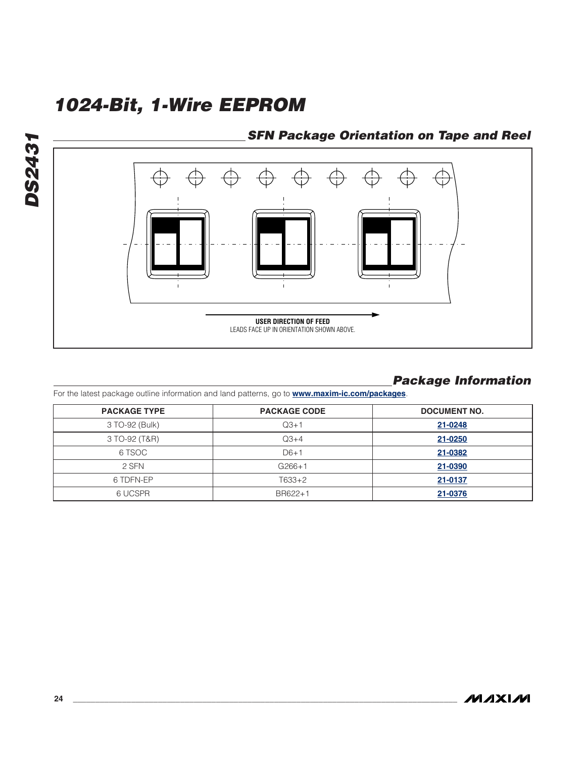## SFN Package Orientation on Tape and Reel

USER DIRECTION OF FEED

LEADS FACE UP IN ORIENTATION SHOWN ABOVE.

## Package Information

For the latest package outline information and land patterns, go to **www.maxim-ic.com/packages**.

| PACKAGE TYPE | PACKAGE CODE | DOCUMENT NO. |
|---|---|---|
| 3 TO-92 (Bulk) | Q3+1 | 21-0248 |
| 3 TO-92 (T&R) | Q3+4 | 21-0250 |
| 6 TSOC | D6+1 | 21-0382 |
| 2 SFN | G266+1 | 21-0390 |
| 6 TDFN-EP | T633+2 | 21-0137 |
| 6 UCSPR | BR622+1 | 21-0376 |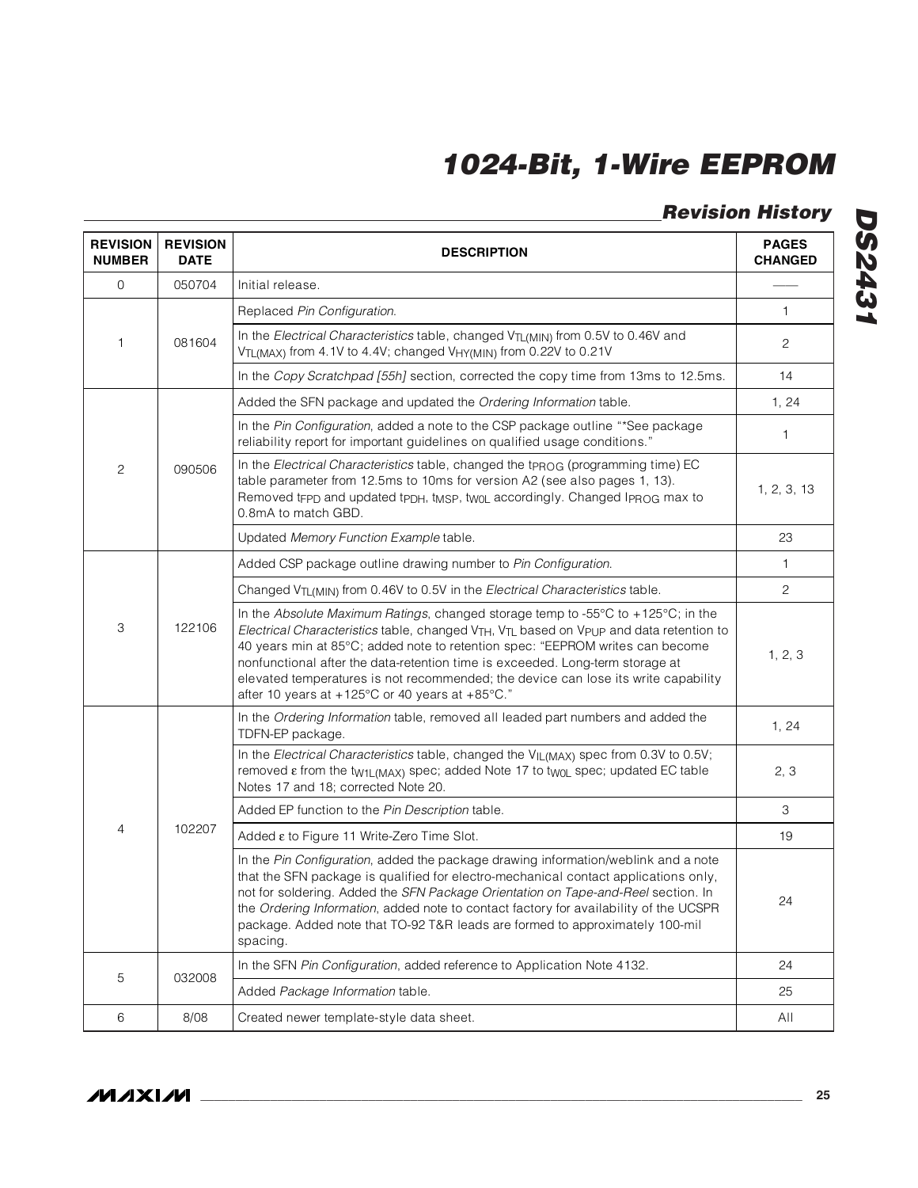## Revision History

| REVISION NUMBER | REVISION DATE | DESCRIPTION | PAGES CHANGED |
|---|---|---|---|
| 0 | 050704 | Initial release. | — |
| 1 | 081604 | Replaced *Pin Configuration*. | 1 |
| | | In the *Electrical Characteristics* table, changed $V_{TL(MIN)}$ from 0.5V to 0.46V and $V_{TL(MAX)}$ from 4.1V to 4.4V; changed $V_{HY(MIN)}$ from 0.22V to 0.21V | 2 |
| | | In the *Copy Scratchpad [55h]* section, corrected the copy time from 13ms to 12.5ms. | 14 |
| 2 | 090506 | Added the SFN package and updated the *Ordering Information* table. | 1, 24 |
| | | In the *Pin Configuration*, added a note to the CSP package outline "*See package reliability report for important guidelines on qualified usage conditions." | 1 |
| | | In the *Electrical Characteristics* table, changed the $t_{PROG}$ (programming time) EC table parameter from 12.5ms to 10ms for version A2 (see also pages 1, 13). Removed $t_{FPD}$ and updated $t_{PDH}$, $t_{MSP}$, $t_{W0L}$ accordingly. Changed $I_{PROG}$ max to 0.8mA to match GBD. | 1, 2, 3, 13 |
| | | Updated *Memory Function Example* table. | 23 |
| 3 | 122106 | Added CSP package outline drawing number to *Pin Configuration*. | 1 |
| | | Changed $V_{TL(MIN)}$ from 0.46V to 0.5V in the *Electrical Characteristics* table. | 2 |
| | | In the *Absolute Maximum Ratings*, changed storage temp to -55°C to +125°C; in the *Electrical Characteristics* table, changed $V_{TH}$, $V_{TL}$ based on $V_{PUP}$ and data retention to 40 years min at 85°C; added note to retention spec: "EEPROM writes can become nonfunctional after the data-retention time is exceeded. Long-term storage at elevated temperatures is not recommended; the device can lose its write capability after 10 years at +125°C or 40 years at +85°C." | 1, 2, 3 |
| 4 | 102207 | In the *Ordering Information* table, removed all leaded part numbers and added the TDFN-EP package. | 1, 24 |
| | | In the *Electrical Characteristics* table, changed the $V_{IL(MAX)}$ spec from 0.3V to 0.5V; removed ε from the $t_{W1L(MAX)}$ spec; added Note 17 to $t_{W0L}$ spec; updated EC table Notes 17 and 18; corrected Note 20. | 2, 3 |
| | | Added EP function to the *Pin Description* table. | 3 |
| | | Added ε to Figure 11 Write-Zero Time Slot. | 19 |
| | | In the *Pin Configuration*, added the package drawing information/weblink and a note that the SFN package is qualified for electro-mechanical contact applications only, not for soldering. Added the *SFN Package Orientation on Tape-and-Reel* section. In the *Ordering Information*, added note to contact factory for availability of the UCSPR package. Added note that TO-92 T&R leads are formed to approximately 100-mil spacing. | 24 |
| 5 | 032008 | In the SFN *Pin Configuration*, added reference to Application Note 4132. | 24 |
| | | Added *Package Information* table. | 25 |
| 6 | 8/08 | Created newer template-style data sheet. | All |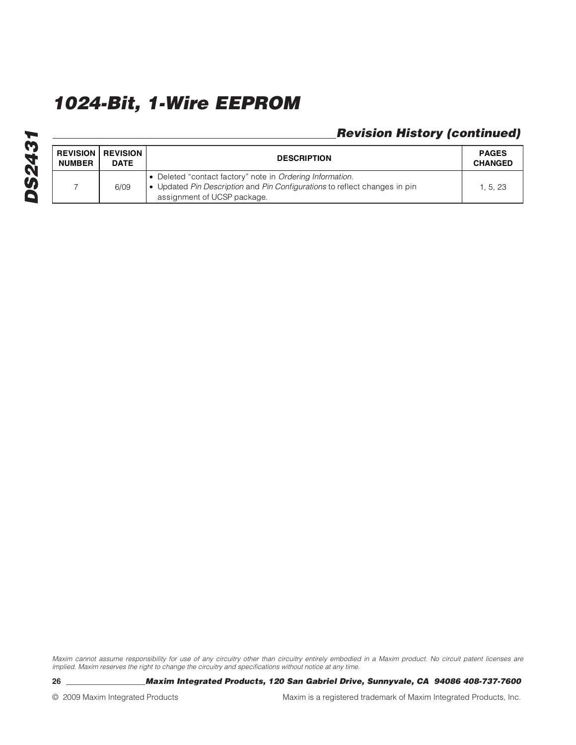## Revision History (continued)

| REVISION NUMBER | REVISION DATE | DESCRIPTION | PAGES CHANGED |
|---|---|---|---|
| 7 | 6/09 | • Deleted "contact factory" note in *Ordering Information*.<br>• Updated *Pin Description* and *Pin Configurations* to reflect changes in pin assignment of UCSP package. | 1, 5, 23 |

*Maxim cannot assume responsibility for use of any circuitry other than circuitry entirely embodied in a Maxim product. No circuit patent licenses are implied. Maxim reserves the right to change the circuitry and specifications without notice at any time.*

***Maxim Integrated Products, 120 San Gabriel Drive, Sunnyvale, CA 94086 408-737-7600***

© 2009 Maxim Integrated Products

Maxim is a registered trademark of Maxim Integrated Products, Inc.